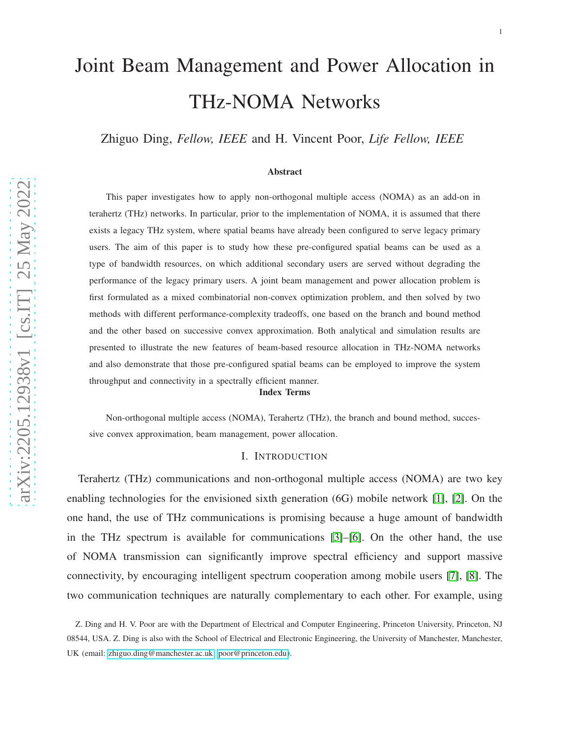# Joint Beam Management and Power Allocation in THz-NOMA Networks

Zhiguo Ding, *Fellow, IEEE* and H. Vincent Poor, *Life Fellow, IEEE*

**Abstract**

This paper investigates how to apply non-orthogonal multiple access (NOMA) as an add-on in terahertz (THz) networks. In particular, prior to the implementation of NOMA, it is assumed that there exists a legacy THz system, where spatial beams have already been configured to serve legacy primary users. The aim of this paper is to study how these pre-configured spatial beams can be used as a type of bandwidth resources, on which additional secondary users are served without degrading the performance of the legacy primary users. A joint beam management and power allocation problem is first formulated as a mixed combinatorial non-convex optimization problem, and then solved by two methods with different performance-complexity tradeoffs, one based on the branch and bound method and the other based on successive convex approximation. Both analytical and simulation results are presented to illustrate the new features of beam-based resource allocation in THz-NOMA networks and also demonstrate that those pre-configured spatial beams can be employed to improve the system throughput and connectivity in a spectrally efficient manner.

**Index Terms**

Non-orthogonal multiple access (NOMA), Terahertz (THz), the branch and bound method, successive convex approximation, beam management, power allocation.

## I. Introduction

Terahertz (THz) communications and non-orthogonal multiple access (NOMA) are two key enabling technologies for the envisioned sixth generation (6G) mobile network [1], [2]. On the one hand, the use of THz communications is promising because a huge amount of bandwidth in the THz spectrum is available for communications [3]–[6]. On the other hand, the use of NOMA transmission can significantly improve spectral efficiency and support massive connectivity, by encouraging intelligent spectrum cooperation among mobile users [7], [8]. The two communication techniques are naturally complementary to each other. For example, using

Z. Ding and H. V. Poor are with the Department of Electrical and Computer Engineering, Princeton University, Princeton, NJ 08544, USA. Z. Ding is also with the School of Electrical and Electronic Engineering, the University of Manchester, Manchester, UK (email: zhiguo.ding@manchester.ac.uk, poor@princeton.edu).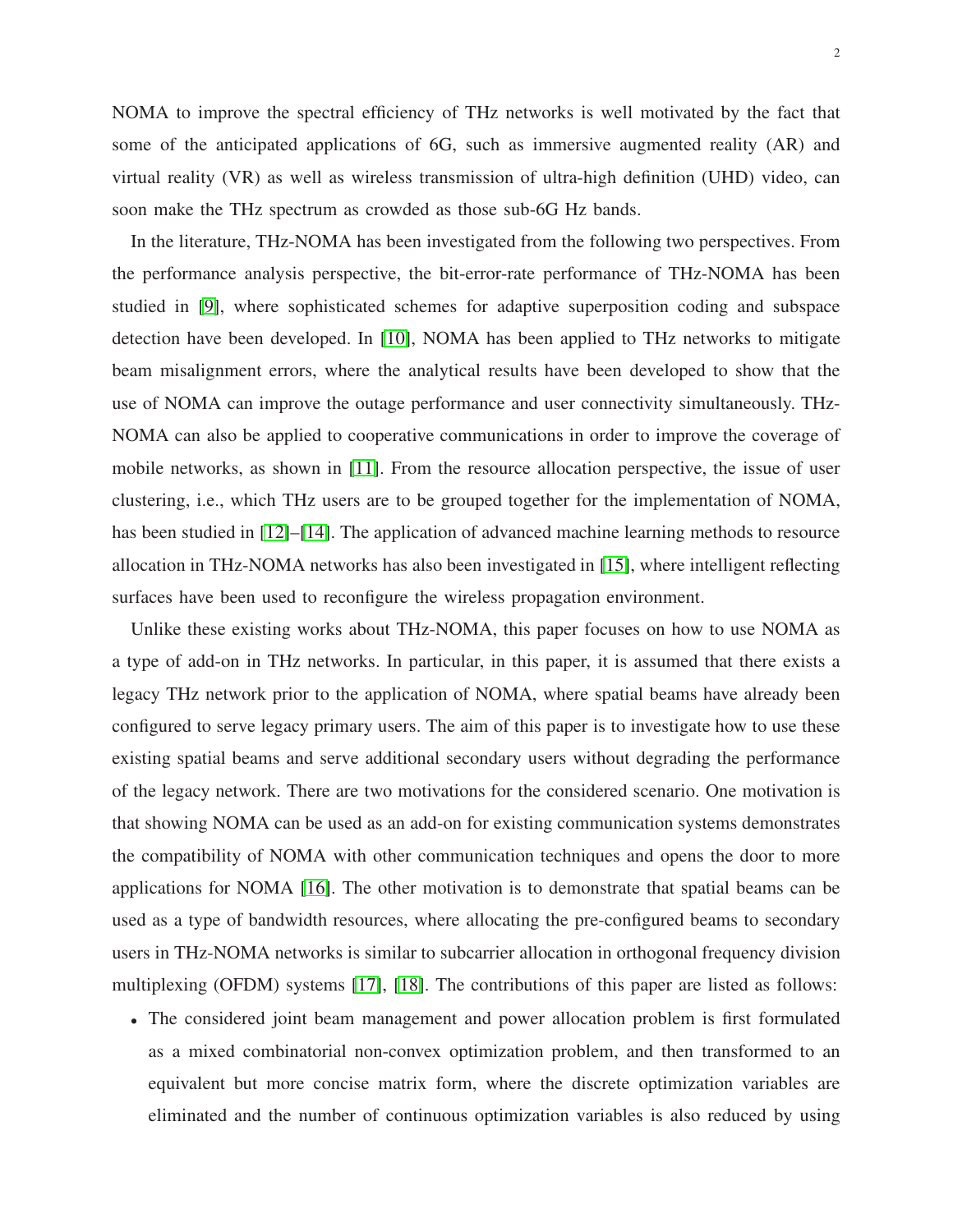NOMA to improve the spectral efficiency of THz networks is well motivated by the fact that some of the anticipated applications of 6G, such as immersive augmented reality (AR) and virtual reality (VR) as well as wireless transmission of ultra-high definition (UHD) video, can soon make the THz spectrum as crowded as those sub-6G Hz bands.

In the literature, THz-NOMA has been investigated from the following two perspectives. From the performance analysis perspective, the bit-error-rate performance of THz-NOMA has been studied in [9], where sophisticated schemes for adaptive superposition coding and subspace detection have been developed. In [10], NOMA has been applied to THz networks to mitigate beam misalignment errors, where the analytical results have been developed to show that the use of NOMA can improve the outage performance and user connectivity simultaneously. THz-NOMA can also be applied to cooperative communications in order to improve the coverage of mobile networks, as shown in [11]. From the resource allocation perspective, the issue of user clustering, i.e., which THz users are to be grouped together for the implementation of NOMA, has been studied in [12]–[14]. The application of advanced machine learning methods to resource allocation in THz-NOMA networks has also been investigated in [15], where intelligent reflecting surfaces have been used to reconfigure the wireless propagation environment.

Unlike these existing works about THz-NOMA, this paper focuses on how to use NOMA as a type of add-on in THz networks. In particular, in this paper, it is assumed that there exists a legacy THz network prior to the application of NOMA, where spatial beams have already been configured to serve legacy primary users. The aim of this paper is to investigate how to use these existing spatial beams and serve additional secondary users without degrading the performance of the legacy network. There are two motivations for the considered scenario. One motivation is that showing NOMA can be used as an add-on for existing communication systems demonstrates the compatibility of NOMA with other communication techniques and opens the door to more applications for NOMA [16]. The other motivation is to demonstrate that spatial beams can be used as a type of bandwidth resources, where allocating the pre-configured beams to secondary users in THz-NOMA networks is similar to subcarrier allocation in orthogonal frequency division multiplexing (OFDM) systems [17], [18]. The contributions of this paper are listed as follows:

- The considered joint beam management and power allocation problem is first formulated as a mixed combinatorial non-convex optimization problem, and then transformed to an equivalent but more concise matrix form, where the discrete optimization variables are eliminated and the number of continuous optimization variables is also reduced by using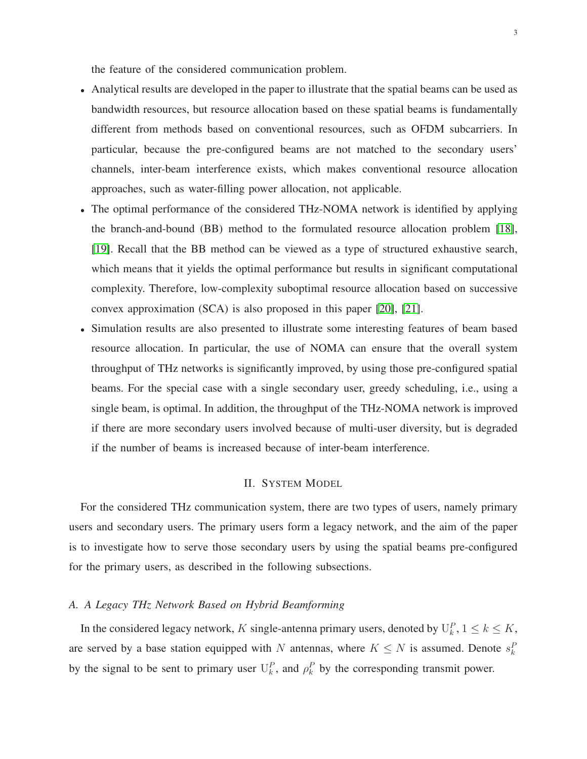the feature of the considered communication problem.

- Analytical results are developed in the paper to illustrate that the spatial beams can be used as bandwidth resources, but resource allocation based on these spatial beams is fundamentally different from methods based on conventional resources, such as OFDM subcarriers. In particular, because the pre-configured beams are not matched to the secondary users' channels, inter-beam interference exists, which makes conventional resource allocation approaches, such as water-filling power allocation, not applicable.
- The optimal performance of the considered THz-NOMA network is identified by applying the branch-and-bound (BB) method to the formulated resource allocation problem [18], [19]. Recall that the BB method can be viewed as a type of structured exhaustive search, which means that it yields the optimal performance but results in significant computational complexity. Therefore, low-complexity suboptimal resource allocation based on successive convex approximation (SCA) is also proposed in this paper [20], [21].
- Simulation results are also presented to illustrate some interesting features of beam based resource allocation. In particular, the use of NOMA can ensure that the overall system throughput of THz networks is significantly improved, by using those pre-configured spatial beams. For the special case with a single secondary user, greedy scheduling, i.e., using a single beam, is optimal. In addition, the throughput of the THz-NOMA network is improved if there are more secondary users involved because of multi-user diversity, but is degraded if the number of beams is increased because of inter-beam interference.

## II. System Model

For the considered THz communication system, there are two types of users, namely primary users and secondary users. The primary users form a legacy network, and the aim of the paper is to investigate how to serve those secondary users by using the spatial beams pre-configured for the primary users, as described in the following subsections.

### A. A Legacy THz Network Based on Hybrid Beamforming

In the considered legacy network, $K$ single-antenna primary users, denoted by $\mathrm{U}_k^P$, $1 \leq k \leq K$, are served by a base station equipped with $N$ antennas, where $K \leq N$ is assumed. Denote $s_k^P$ by the signal to be sent to primary user $\mathrm{U}_k^P$, and $\rho_k^P$ by the corresponding transmit power.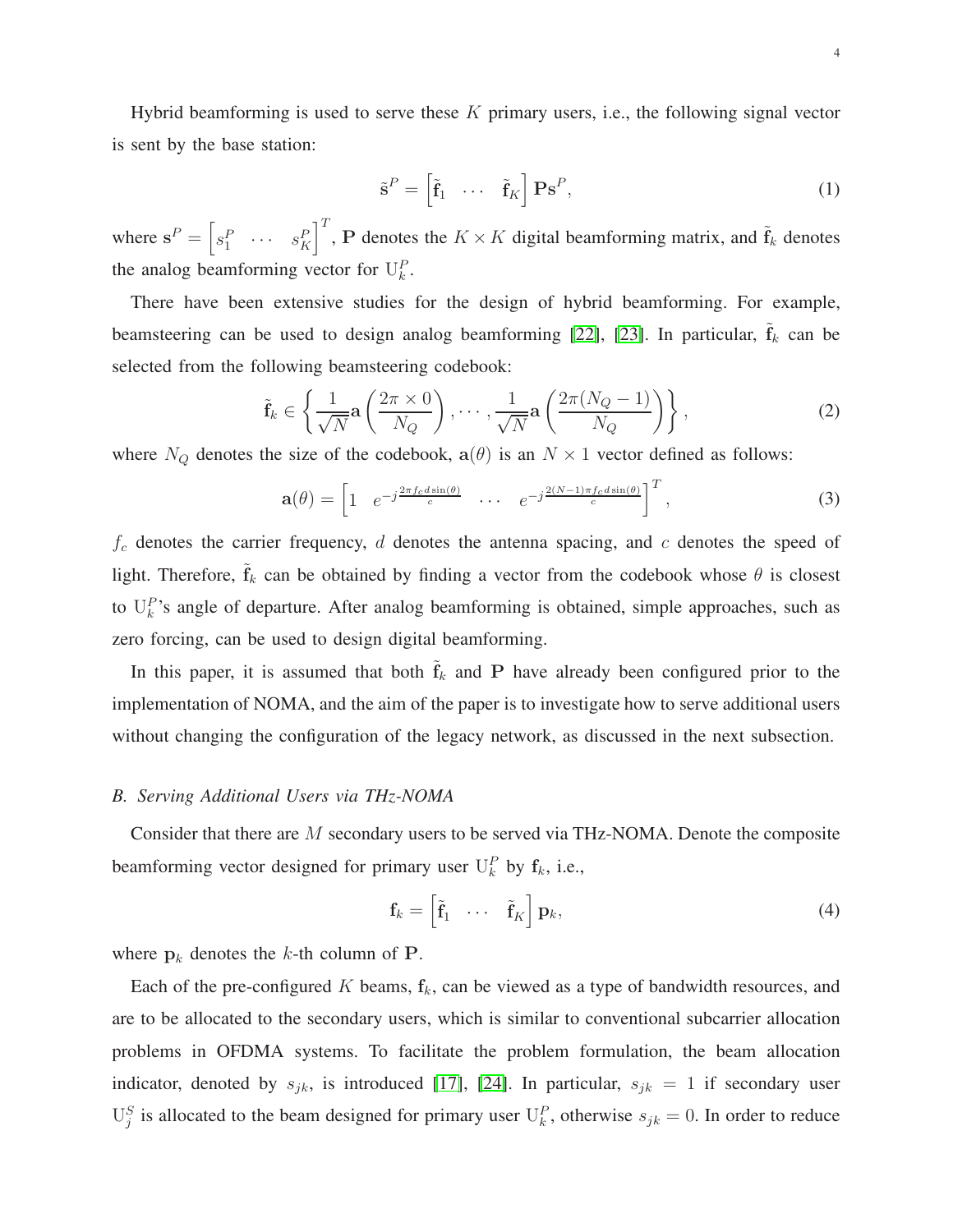Hybrid beamforming is used to serve these $K$ primary users, i.e., the following signal vector is sent by the base station:

$$\tilde{\mathbf{s}}^P = \begin{bmatrix} \tilde{\mathbf{f}}_1 & \cdots & \tilde{\mathbf{f}}_K \end{bmatrix} \mathbf{P}\mathbf{s}^P, \tag{1}$$

where $\mathbf{s}^P = \begin{bmatrix} s_1^P & \cdots & s_K^P \end{bmatrix}^T$, $\mathbf{P}$ denotes the $K \times K$ digital beamforming matrix, and $\tilde{\mathbf{f}}_k$ denotes the analog beamforming vector for $\mathrm{U}_k^P$.

There have been extensive studies for the design of hybrid beamforming. For example, beamsteering can be used to design analog beamforming [22], [23]. In particular, $\tilde{\mathbf{f}}_k$ can be selected from the following beamsteering codebook:

$$\tilde{\mathbf{f}}_k \in \left\{ \frac{1}{\sqrt{N}} \mathbf{a}\left( \frac{2\pi \times 0}{N_Q} \right), \cdots, \frac{1}{\sqrt{N}} \mathbf{a}\left( \frac{2\pi (N_Q - 1)}{N_Q} \right) \right\}, \tag{2}$$

where $N_Q$ denotes the size of the codebook, $\mathbf{a}(\theta)$ is an $N \times 1$ vector defined as follows:

$$\mathbf{a}(\theta) = \begin{bmatrix} 1 & e^{-j\frac{2\pi f_c d \sin(\theta)}{c}} & \cdots & e^{-j\frac{2(N-1)\pi f_c d \sin(\theta)}{c}} \end{bmatrix}^T, \tag{3}$$

$f_c$ denotes the carrier frequency, $d$ denotes the antenna spacing, and $c$ denotes the speed of light. Therefore, $\tilde{\mathbf{f}}_k$ can be obtained by finding a vector from the codebook whose $\theta$ is closest to $\mathrm{U}_k^P$'s angle of departure. After analog beamforming is obtained, simple approaches, such as zero forcing, can be used to design digital beamforming.

In this paper, it is assumed that both $\tilde{\mathbf{f}}_k$ and $\mathbf{P}$ have already been configured prior to the implementation of NOMA, and the aim of the paper is to investigate how to serve additional users without changing the configuration of the legacy network, as discussed in the next subsection.

### *B. Serving Additional Users via THz-NOMA*

Consider that there are $M$ secondary users to be served via THz-NOMA. Denote the composite beamforming vector designed for primary user $\mathrm{U}_k^P$ by $\mathbf{f}_k$, i.e.,

$$\mathbf{f}_k = \begin{bmatrix} \tilde{\mathbf{f}}_1 & \cdots & \tilde{\mathbf{f}}_K \end{bmatrix} \mathbf{p}_k, \tag{4}$$

where $\mathbf{p}_k$ denotes the $k$-th column of $\mathbf{P}$.

Each of the pre-configured $K$ beams, $\mathbf{f}_k$, can be viewed as a type of bandwidth resources, and are to be allocated to the secondary users, which is similar to conventional subcarrier allocation problems in OFDMA systems. To facilitate the problem formulation, the beam allocation indicator, denoted by $s_{jk}$, is introduced [17], [24]. In particular, $s_{jk} = 1$ if secondary user $\mathrm{U}_j^S$ is allocated to the beam designed for primary user $\mathrm{U}_k^P$, otherwise $s_{jk} = 0$. In order to reduce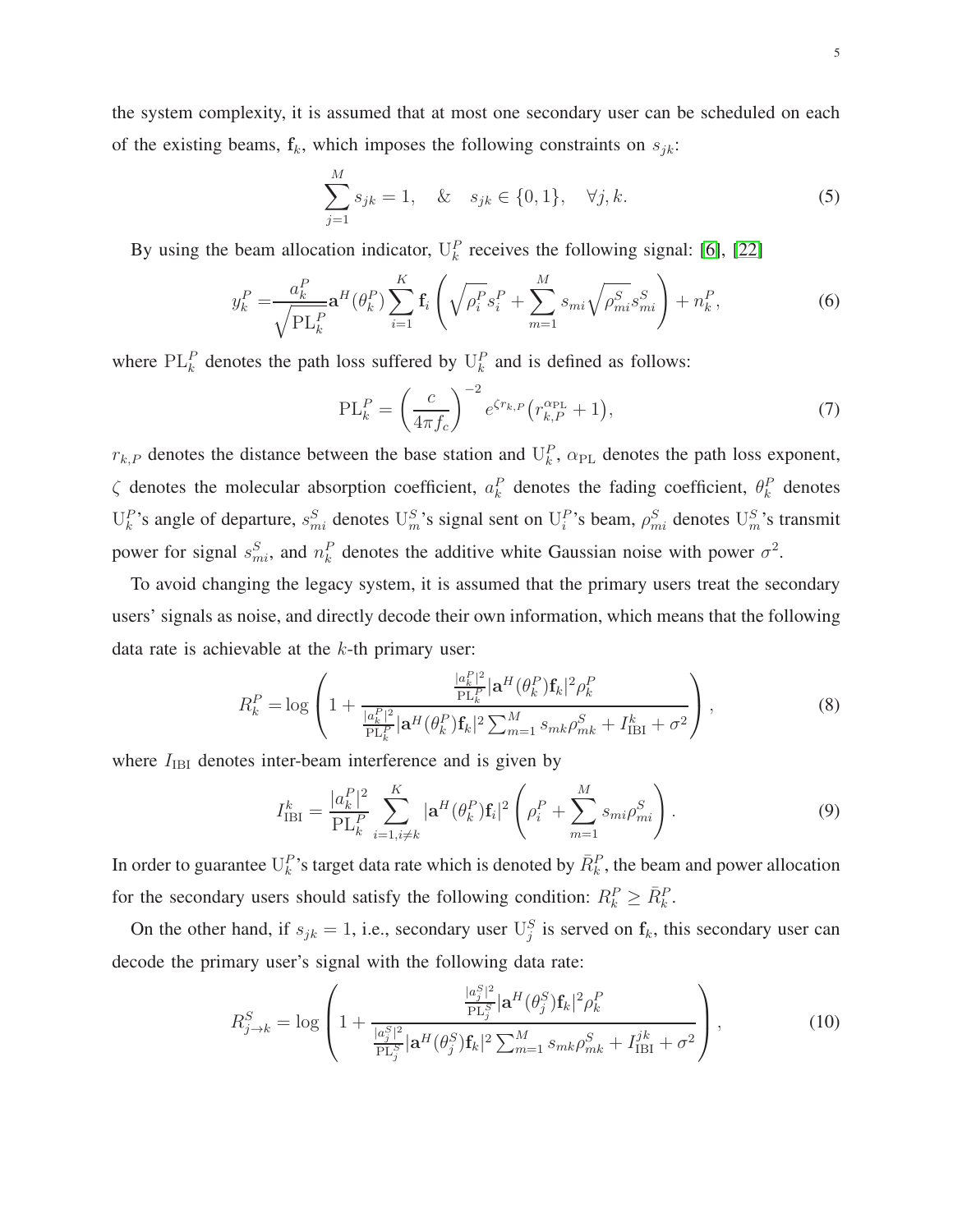the system complexity, it is assumed that at most one secondary user can be scheduled on each of the existing beams, $\mathbf{f}_k$, which imposes the following constraints on $s_{jk}$:

$$\sum_{j=1}^{M} s_{jk} = 1, \quad \& \quad s_{jk} \in \{0, 1\}, \quad \forall j, k. \tag{5}$$

By using the beam allocation indicator, $\mathrm{U}_k^P$ receives the following signal: [6], [22]

$$y_k^P = \frac{a_k^P}{\sqrt{\mathrm{PL}_k^P}} \mathbf{a}^H(\theta_k^P) \sum_{i=1}^{K} \mathbf{f}_i \left( \sqrt{\rho_i^P} s_i^P + \sum_{m=1}^{M} s_{mi} \sqrt{\rho_{mi}^S} s_{mi}^S \right) + n_k^P, \tag{6}$$

where $\mathrm{PL}_k^P$ denotes the path loss suffered by $\mathrm{U}_k^P$ and is defined as follows:

$$\mathrm{PL}_k^P = \left( \frac{c}{4\pi f_c} \right)^{-2} e^{\zeta r_{k,P}} \left( r_{k,P}^{\alpha_{\mathrm{PL}}} + 1 \right), \tag{7}$$

$r_{k,P}$ denotes the distance between the base station and $\mathrm{U}_k^P$, $\alpha_{\mathrm{PL}}$ denotes the path loss exponent, $\zeta$ denotes the molecular absorption coefficient, $a_k^P$ denotes the fading coefficient, $\theta_k^P$ denotes $\mathrm{U}_k^P$'s angle of departure, $s_{mi}^S$ denotes $\mathrm{U}_m^S$'s signal sent on $\mathrm{U}_i^P$'s beam, $\rho_{mi}^S$ denotes $\mathrm{U}_m^S$'s transmit power for signal $s_{mi}^S$, and $n_k^P$ denotes the additive white Gaussian noise with power $\sigma^2$.

To avoid changing the legacy system, it is assumed that the primary users treat the secondary users' signals as noise, and directly decode their own information, which means that the following data rate is achievable at the $k$-th primary user:

$$R_k^P = \log \left( 1 + \frac{\frac{|a_k^P|^2}{\mathrm{PL}_k^P} |\mathbf{a}^H(\theta_k^P)\mathbf{f}_k|^2 \rho_k^P}{\frac{|a_k^P|^2}{\mathrm{PL}_k^P} |\mathbf{a}^H(\theta_k^P)\mathbf{f}_k|^2 \sum_{m=1}^{M} s_{mk}\rho_{mk}^S + I_{\mathrm{IBI}}^k + \sigma^2} \right), \tag{8}$$

where $I_{\mathrm{IBI}}$ denotes inter-beam interference and is given by

$$I_{\mathrm{IBI}}^k = \frac{|a_k^P|^2}{\mathrm{PL}_k^P} \sum_{i=1, i \neq k}^{K} |\mathbf{a}^H(\theta_k^P)\mathbf{f}_i|^2 \left( \rho_i^P + \sum_{m=1}^{M} s_{mi}\rho_{mi}^S \right). \tag{9}$$

In order to guarantee $\mathrm{U}_k^P$'s target data rate which is denoted by $\bar{R}_k^P$, the beam and power allocation for the secondary users should satisfy the following condition: $R_k^P \geq \bar{R}_k^P$.

On the other hand, if $s_{jk} = 1$, i.e., secondary user $\mathrm{U}_j^S$ is served on $\mathbf{f}_k$, this secondary user can decode the primary user's signal with the following data rate:

$$R_{j \to k}^S = \log \left( 1 + \frac{\frac{|a_j^S|^2}{\mathrm{PL}_j^S} |\mathbf{a}^H(\theta_j^S)\mathbf{f}_k|^2 \rho_k^P}{\frac{|a_j^S|^2}{\mathrm{PL}_j^S} |\mathbf{a}^H(\theta_j^S)\mathbf{f}_k|^2 \sum_{m=1}^{M} s_{mk}\rho_{mk}^S + I_{\mathrm{IBI}}^{jk} + \sigma^2} \right), \tag{10}$$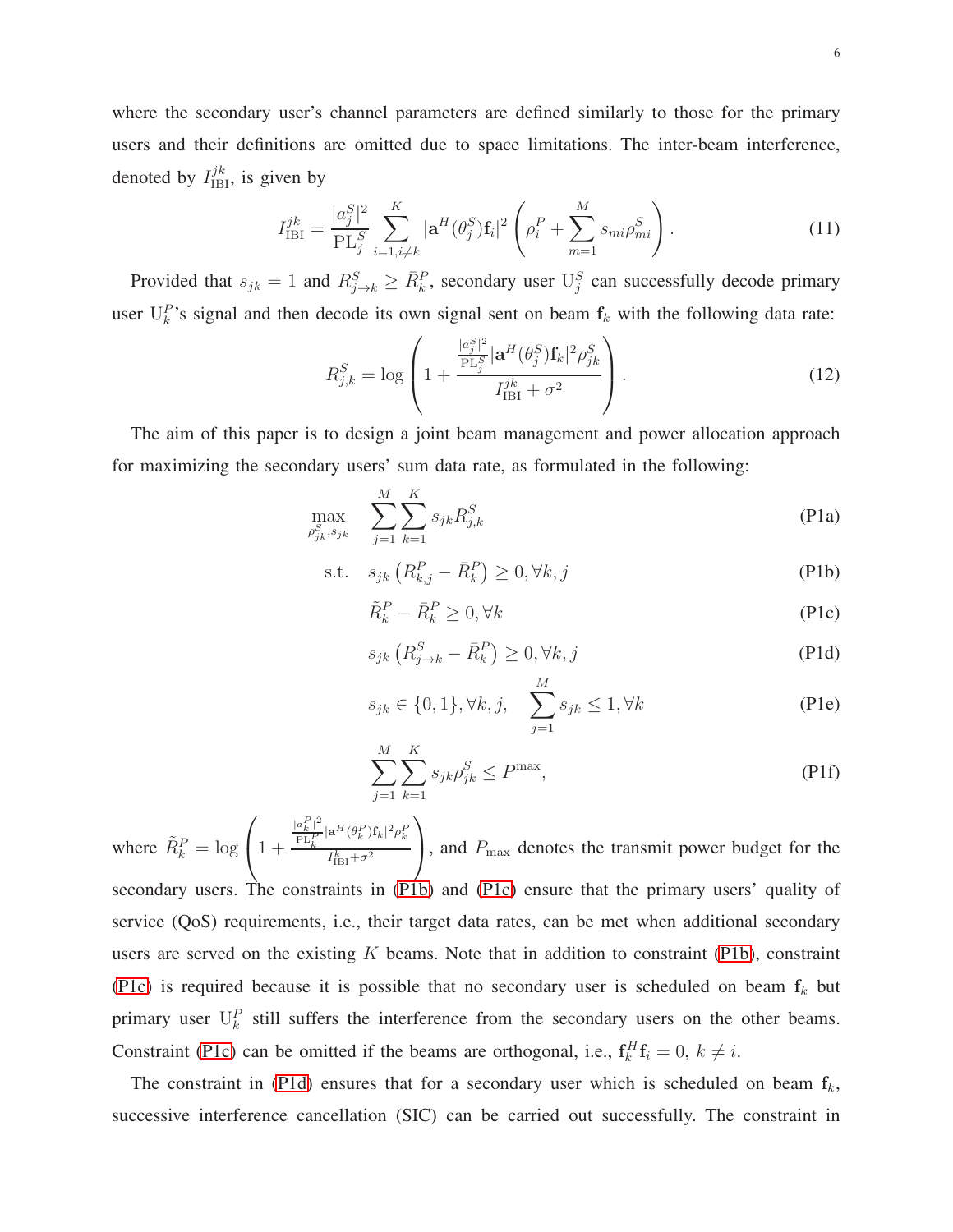where the secondary user's channel parameters are defined similarly to those for the primary users and their definitions are omitted due to space limitations. The inter-beam interference, denoted by $I_{\text{IBI}}^{jk}$, is given by

$$I_{\text{IBI}}^{jk} = \frac{|a_j^S|^2}{\text{PL}_j^S} \sum_{i=1, i\neq k}^{K} |\mathbf{a}^H(\theta_j^S)\mathbf{f}_i|^2 \left(\rho_i^P + \sum_{m=1}^{M} s_{mi}\rho_{mi}^S\right). \tag{11}$$

Provided that $s_{jk} = 1$ and $R_{j\to k}^S \geq \bar{R}_k^P$, secondary user $\text{U}_j^S$ can successfully decode primary user $\text{U}_k^P$'s signal and then decode its own signal sent on beam $\mathbf{f}_k$ with the following data rate:

$$R_{j,k}^S = \log\left(1 + \frac{\frac{|a_j^S|^2}{\text{PL}_j^S}|\mathbf{a}^H(\theta_j^S)\mathbf{f}_k|^2\rho_{jk}^S}{I_{\text{IBI}}^{jk} + \sigma^2}\right). \tag{12}$$

The aim of this paper is to design a joint beam management and power allocation approach for maximizing the secondary users' sum data rate, as formulated in the following:

$$\max_{\rho_{jk}^S, s_{jk}} \quad \sum_{j=1}^{M}\sum_{k=1}^{K} s_{jk}R_{j,k}^S \tag{P1a}$$

$$\text{s.t.} \quad s_{jk}\left(R_{k,j}^P - \bar{R}_k^P\right) \geq 0, \forall k, j \tag{P1b}$$

$$\tilde{R}_k^P - \bar{R}_k^P \geq 0, \forall k \tag{P1c}$$

$$s_{jk}\left(R_{j\to k}^S - \bar{R}_k^P\right) \geq 0, \forall k, j \tag{P1d}$$

$$s_{jk} \in \{0, 1\}, \forall k, j, \quad \sum_{j=1}^{M} s_{jk} \leq 1, \forall k \tag{P1e}$$

$$\sum_{j=1}^{M}\sum_{k=1}^{K} s_{jk}\rho_{jk}^S \leq P^{\max}, \tag{P1f}$$

where $\tilde{R}_k^P = \log\left(1 + \frac{\frac{|a_k^P|^2}{\text{PL}_k^P}|\mathbf{a}^H(\theta_k^P)\mathbf{f}_k|^2\rho_k^P}{I_{\text{IBI}}^k + \sigma^2}\right)$, and $P_{\max}$ denotes the transmit power budget for the secondary users. The constraints in (P1b) and (P1c) ensure that the primary users' quality of service (QoS) requirements, i.e., their target data rates, can be met when additional secondary users are served on the existing $K$ beams. Note that in addition to constraint (P1b), constraint (P1c) is required because it is possible that no secondary user is scheduled on beam $\mathbf{f}_k$ but primary user $\text{U}_k^P$ still suffers the interference from the secondary users on the other beams. Constraint (P1c) can be omitted if the beams are orthogonal, i.e., $\mathbf{f}_k^H\mathbf{f}_i = 0$, $k \neq i$.

The constraint in (P1d) ensures that for a secondary user which is scheduled on beam $\mathbf{f}_k$, successive interference cancellation (SIC) can be carried out successfully. The constraint in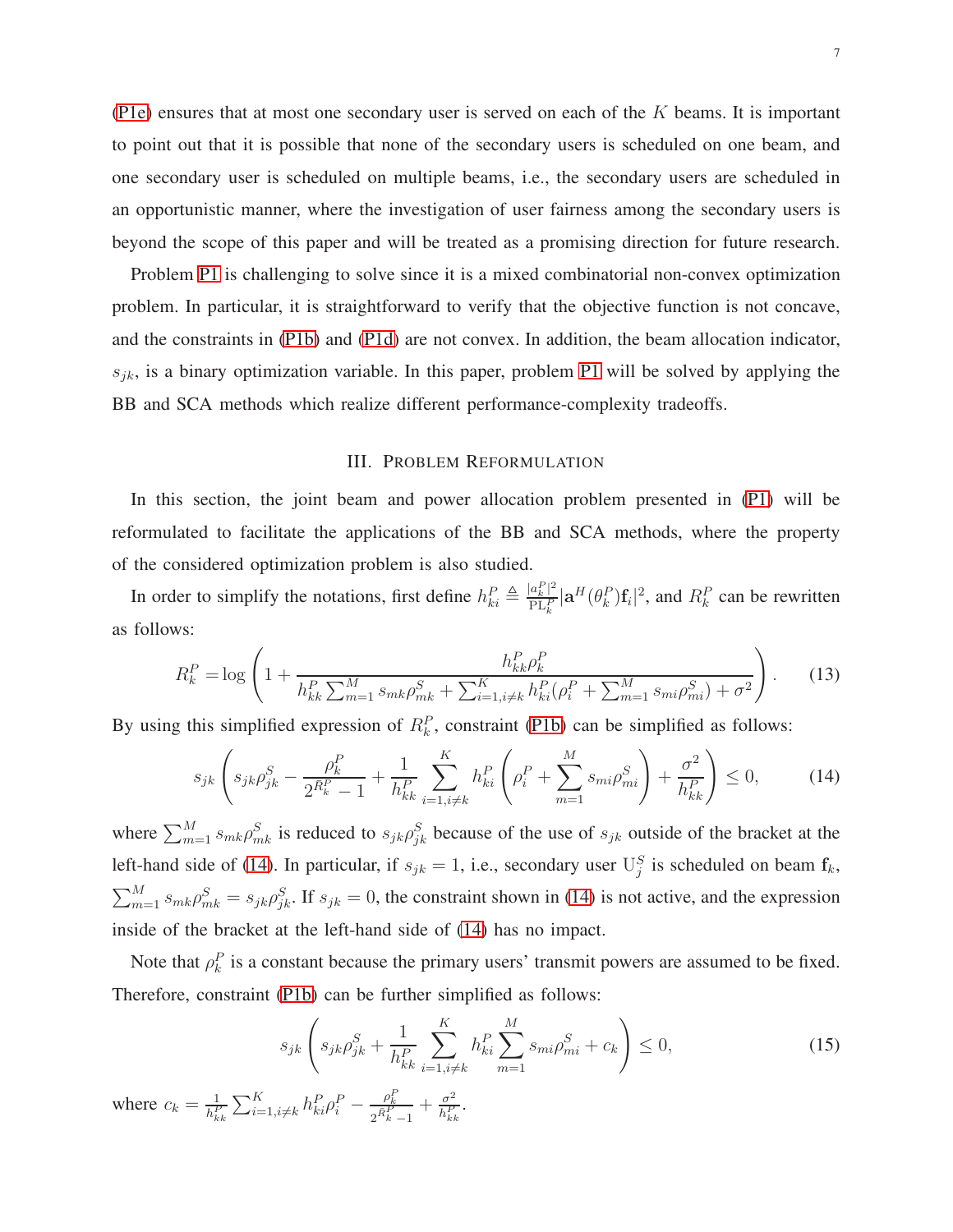(P1e) ensures that at most one secondary user is served on each of the $K$ beams. It is important to point out that it is possible that none of the secondary users is scheduled on one beam, and one secondary user is scheduled on multiple beams, i.e., the secondary users are scheduled in an opportunistic manner, where the investigation of user fairness among the secondary users is beyond the scope of this paper and will be treated as a promising direction for future research.

Problem P1 is challenging to solve since it is a mixed combinatorial non-convex optimization problem. In particular, it is straightforward to verify that the objective function is not concave, and the constraints in (P1b) and (P1d) are not convex. In addition, the beam allocation indicator, $s_{jk}$, is a binary optimization variable. In this paper, problem P1 will be solved by applying the BB and SCA methods which realize different performance-complexity tradeoffs.

## III. Problem Reformulation

In this section, the joint beam and power allocation problem presented in (P1) will be reformulated to facilitate the applications of the BB and SCA methods, where the property of the considered optimization problem is also studied.

In order to simplify the notations, first define $h_{ki}^P \triangleq \frac{|a_k^P|^2}{\mathrm{PL}_k^P}|\mathbf{a}^H(\theta_k^P)\mathbf{f}_i|^2$, and $R_k^P$ can be rewritten as follows:

$$R_k^P = \log\left(1 + \frac{h_{kk}^P \rho_k^P}{h_{kk}^P \sum_{m=1}^M s_{mk}\rho_{mk}^S + \sum_{i=1,i\neq k}^K h_{ki}^P(\rho_i^P + \sum_{m=1}^M s_{mi}\rho_{mi}^S) + \sigma^2}\right). \tag{13}$$

By using this simplified expression of $R_k^P$, constraint (P1b) can be simplified as follows:

$$s_{jk}\left(s_{jk}\rho_{jk}^S - \frac{\rho_k^P}{2^{R_k^P}-1} + \frac{1}{h_{kk}^P}\sum_{i=1,i\neq k}^K h_{ki}^P\left(\rho_i^P + \sum_{m=1}^M s_{mi}\rho_{mi}^S\right) + \frac{\sigma^2}{h_{kk}^P}\right) \leq 0, \tag{14}$$

where $\sum_{m=1}^M s_{mk}\rho_{mk}^S$ is reduced to $s_{jk}\rho_{jk}^S$ because of the use of $s_{jk}$ outside of the bracket at the left-hand side of (14). In particular, if $s_{jk}=1$, i.e., secondary user $\mathrm{U}_j^S$ is scheduled on beam $\mathbf{f}_k$, $\sum_{m=1}^M s_{mk}\rho_{mk}^S = s_{jk}\rho_{jk}^S$. If $s_{jk}=0$, the constraint shown in (14) is not active, and the expression inside of the bracket at the left-hand side of (14) has no impact.

Note that $\rho_k^P$ is a constant because the primary users' transmit powers are assumed to be fixed. Therefore, constraint (P1b) can be further simplified as follows:

$$s_{jk}\left(s_{jk}\rho_{jk}^S + \frac{1}{h_{kk}^P}\sum_{i=1,i\neq k}^K h_{ki}^P \sum_{m=1}^M s_{mi}\rho_{mi}^S + c_k\right) \leq 0, \tag{15}$$

where $c_k = \frac{1}{h_{kk}^P}\sum_{i=1,i\neq k}^K h_{ki}^P \rho_i^P - \frac{\rho_k^P}{2^{R_k^P}-1} + \frac{\sigma^2}{h_{kk}^P}$.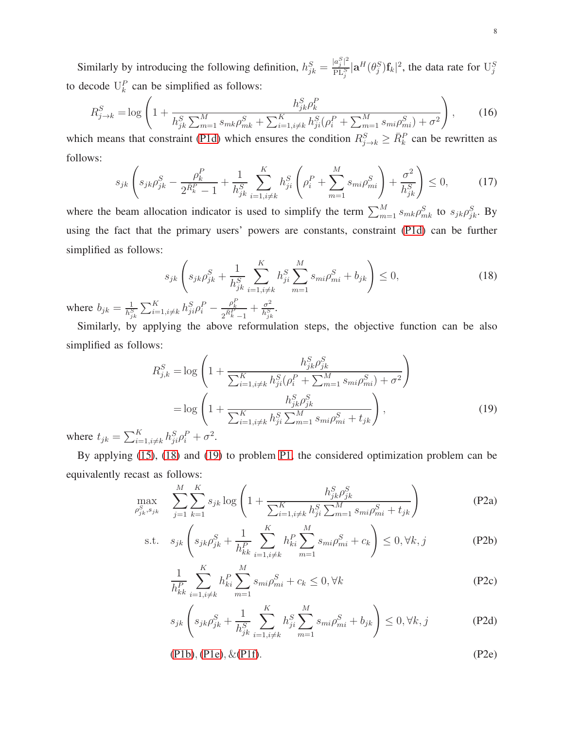Similarly by introducing the following definition, $h_{jk}^S = \frac{|a_j^S|^2}{\mathrm{PL}_j^S}|\mathbf{a}^H(\theta_j^S)\mathbf{f}_k|^2$, the data rate for $\mathrm{U}_j^S$ to decode $\mathrm{U}_k^P$ can be simplified as follows:

$$R_{j\to k}^S = \log\left(1 + \frac{h_{jk}^S \rho_k^P}{h_{jk}^S \sum_{m=1}^M s_{mk}\rho_{mk}^S + \sum_{i=1,i\neq k}^K h_{ji}^S(\rho_i^P + \sum_{m=1}^M s_{mi}\rho_{mi}^S) + \sigma^2}\right), \tag{16}$$

which means that constraint (P1d) which ensures the condition $R_{j\to k}^S \geq \bar{R}_k^P$ can be rewritten as follows:

$$s_{jk}\left(s_{jk}\rho_{jk}^S - \frac{\rho_k^P}{2^{\bar{R}_k^P}-1} + \frac{1}{h_{jk}^S}\sum_{i=1,i\neq k}^K h_{ji}^S\left(\rho_i^P + \sum_{m=1}^M s_{mi}\rho_{mi}^S\right) + \frac{\sigma^2}{h_{jk}^S}\right) \leq 0, \tag{17}$$

where the beam allocation indicator is used to simplify the term $\sum_{m=1}^M s_{mk}\rho_{mk}^S$ to $s_{jk}\rho_{jk}^S$. By using the fact that the primary users' powers are constants, constraint (P1d) can be further simplified as follows:

$$s_{jk}\left(s_{jk}\rho_{jk}^S + \frac{1}{h_{jk}^S}\sum_{i=1,i\neq k}^K h_{ji}^S\sum_{m=1}^M s_{mi}\rho_{mi}^S + b_{jk}\right) \leq 0, \tag{18}$$

where $b_{jk} = \frac{1}{h_{jk}^S}\sum_{i=1,i\neq k}^K h_{ji}^S\rho_i^P - \frac{\rho_k^P}{2^{\bar{R}_k^P}-1} + \frac{\sigma^2}{h_{jk}^S}$.

Similarly, by applying the above reformulation steps, the objective function can be also simplified as follows:

$$\begin{aligned} R_{j,k}^S &= \log\left(1 + \frac{h_{jk}^S\rho_{jk}^S}{\sum_{i=1,i\neq k}^K h_{ji}^S(\rho_i^P + \sum_{m=1}^M s_{mi}\rho_{mi}^S) + \sigma^2}\right) \\ &= \log\left(1 + \frac{h_{jk}^S\rho_{jk}^S}{\sum_{i=1,i\neq k}^K h_{ji}^S\sum_{m=1}^M s_{mi}\rho_{mi}^S + t_{jk}}\right), \end{aligned} \tag{19}$$

where $t_{jk} = \sum_{i=1,i\neq k}^K h_{ji}^S\rho_i^P + \sigma^2$.

By applying (15), (18) and (19) to problem P1, the considered optimization problem can be equivalently recast as follows:

$$\max_{\rho_{jk}^S, s_{jk}} \quad \sum_{j=1}^M\sum_{k=1}^K s_{jk}\log\left(1 + \frac{h_{jk}^S\rho_{jk}^S}{\sum_{i=1,i\neq k}^K h_{ji}^S\sum_{m=1}^M s_{mi}\rho_{mi}^S + t_{jk}}\right) \tag{P2a}$$

$$\text{s.t.} \quad s_{jk}\left(s_{jk}\rho_{jk}^S + \frac{1}{h_{kk}^P}\sum_{i=1,i\neq k}^K h_{ki}^P\sum_{m=1}^M s_{mi}\rho_{mi}^S + c_k\right) \leq 0, \forall k, j \tag{P2b}$$

$$\frac{1}{h_{kk}^P}\sum_{i=1,i\neq k}^K h_{ki}^P\sum_{m=1}^M s_{mi}\rho_{mi}^S + c_k \leq 0, \forall k \tag{P2c}$$

$$s_{jk}\left(s_{jk}\rho_{jk}^S + \frac{1}{h_{jk}^S}\sum_{i=1,i\neq k}^K h_{ji}^S\sum_{m=1}^M s_{mi}\rho_{mi}^S + b_{jk}\right) \leq 0, \forall k, j \tag{P2d}$$

$$\text{(P1b)}, \text{(P1e)}, \&\text{(P1f)}. \tag{P2e}$$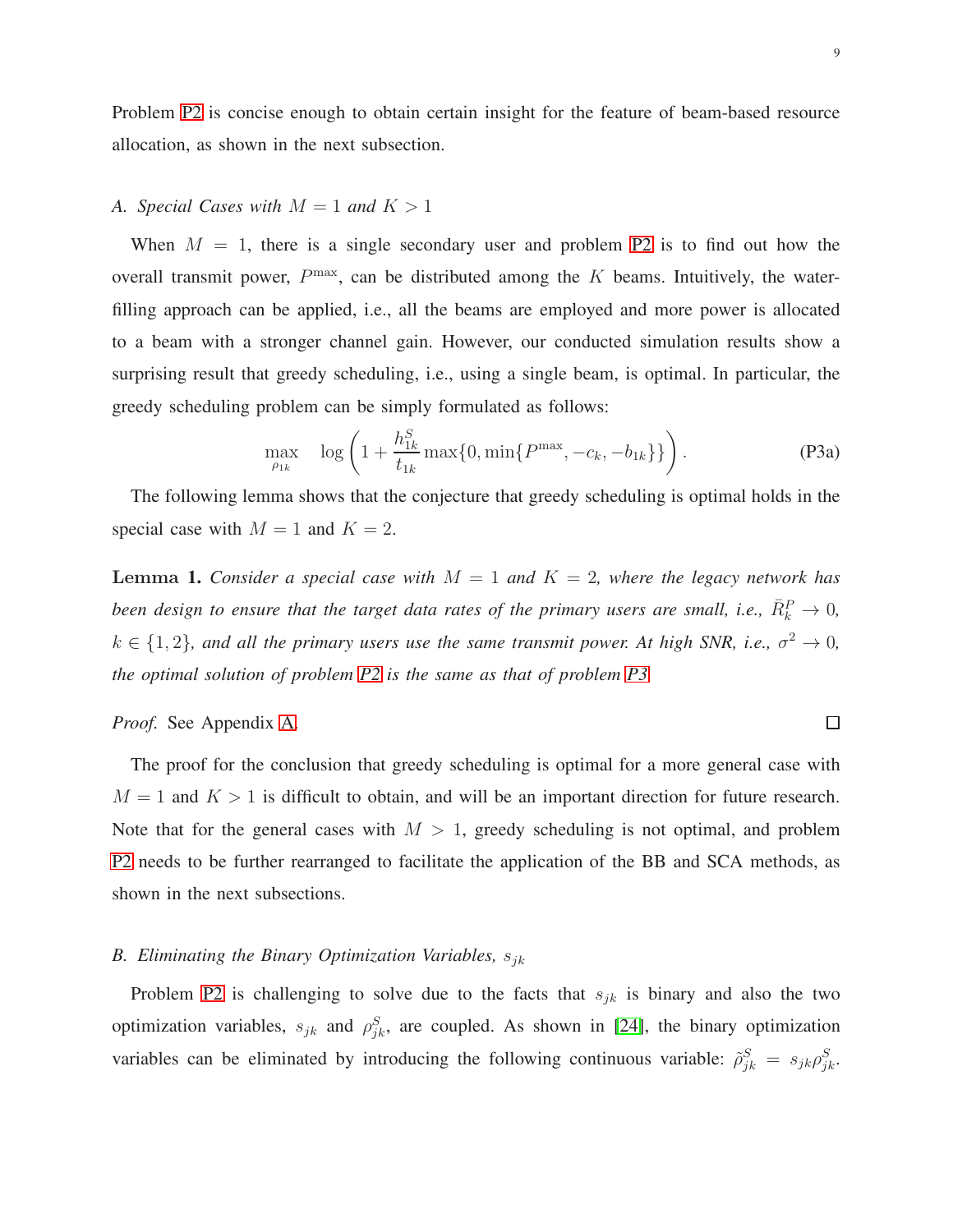Problem P2 is concise enough to obtain certain insight for the feature of beam-based resource allocation, as shown in the next subsection.

### A. Special Cases with $M = 1$ and $K > 1$

When $M = 1$, there is a single secondary user and problem P2 is to find out how the overall transmit power, $P^{\max}$, can be distributed among the $K$ beams. Intuitively, the water-filling approach can be applied, i.e., all the beams are employed and more power is allocated to a beam with a stronger channel gain. However, our conducted simulation results show a surprising result that greedy scheduling, i.e., using a single beam, is optimal. In particular, the greedy scheduling problem can be simply formulated as follows:

$$\max_{\rho_{1k}} \quad \log\left(1 + \frac{h_{1k}^S}{t_{1k}} \max\{0, \min\{P^{\max}, -c_k, -b_{1k}\}\}\right). \tag{P3a}$$

The following lemma shows that the conjecture that greedy scheduling is optimal holds in the special case with $M = 1$ and $K = 2$.

**Lemma 1.** *Consider a special case with $M = 1$ and $K = 2$, where the legacy network has been design to ensure that the target data rates of the primary users are small, i.e., $\bar{R}_k^P \to 0$, $k \in \{1, 2\}$, and all the primary users use the same transmit power. At high SNR, i.e., $\sigma^2 \to 0$, the optimal solution of problem P2 is the same as that of problem P3.*

*Proof.* See Appendix A. □

The proof for the conclusion that greedy scheduling is optimal for a more general case with $M = 1$ and $K > 1$ is difficult to obtain, and will be an important direction for future research. Note that for the general cases with $M > 1$, greedy scheduling is not optimal, and problem P2 needs to be further rearranged to facilitate the application of the BB and SCA methods, as shown in the next subsections.

### B. Eliminating the Binary Optimization Variables, $s_{jk}$

Problem P2 is challenging to solve due to the facts that $s_{jk}$ is binary and also the two optimization variables, $s_{jk}$ and $\rho_{jk}^S$, are coupled. As shown in [24], the binary optimization variables can be eliminated by introducing the following continuous variable: $\tilde{\rho}_{jk}^S = s_{jk}\rho_{jk}^S$.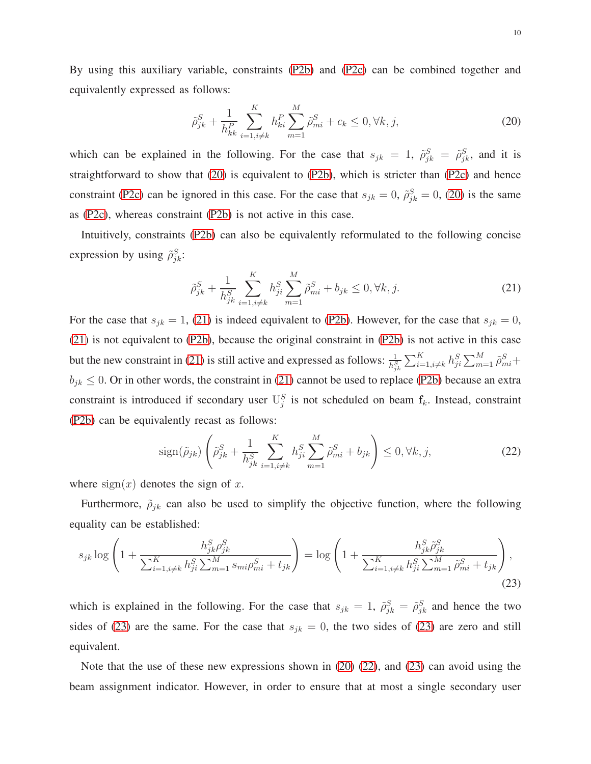By using this auxiliary variable, constraints (P2b) and (P2c) can be combined together and equivalently expressed as follows:

$$\tilde{\rho}_{jk}^S + \frac{1}{h_{kk}^P}\sum_{i=1,i\neq k}^{K} h_{ki}^P \sum_{m=1}^{M} \tilde{\rho}_{mi}^S + c_k \leq 0, \forall k, j, \tag{20}$$

which can be explained in the following. For the case that $s_{jk} = 1$, $\tilde{\rho}_{jk}^S = \tilde{\rho}_{jk}^S$, and it is straightforward to show that (20) is equivalent to (P2b), which is stricter than (P2c) and hence constraint (P2c) can be ignored in this case. For the case that $s_{jk} = 0$, $\tilde{\rho}_{jk}^S = 0$, (20) is the same as (P2c), whereas constraint (P2b) is not active in this case.

Intuitively, constraints (P2b) can also be equivalently reformulated to the following concise expression by using $\tilde{\rho}_{jk}^S$:

$$\tilde{\rho}_{jk}^S + \frac{1}{h_{jk}^S}\sum_{i=1,i\neq k}^{K} h_{ji}^S \sum_{m=1}^{M} \tilde{\rho}_{mi}^S + b_{jk} \leq 0, \forall k, j. \tag{21}$$

For the case that $s_{jk} = 1$, (21) is indeed equivalent to (P2b). However, for the case that $s_{jk} = 0$, (21) is not equivalent to (P2b), because the original constraint in (P2b) is not active in this case but the new constraint in (21) is still active and expressed as follows: $\frac{1}{h_{jk}^S}\sum_{i=1,i\neq k}^{K} h_{ji}^S \sum_{m=1}^{M} \tilde{\rho}_{mi}^S + b_{jk} \leq 0$. Or in other words, the constraint in (21) cannot be used to replace (P2b) because an extra constraint is introduced if secondary user $\mathrm{U}_j^S$ is not scheduled on beam $\mathbf{f}_k$. Instead, constraint (P2b) can be equivalently recast as follows:

$$\operatorname{sign}(\tilde{\rho}_{jk})\left(\tilde{\rho}_{jk}^S + \frac{1}{h_{jk}^S}\sum_{i=1,i\neq k}^{K} h_{ji}^S \sum_{m=1}^{M} \tilde{\rho}_{mi}^S + b_{jk}\right) \leq 0, \forall k, j, \tag{22}$$

where $\operatorname{sign}(x)$ denotes the sign of $x$.

Furthermore, $\tilde{\rho}_{jk}$ can also be used to simplify the objective function, where the following equality can be established:

$$s_{jk}\log\left(1 + \frac{h_{jk}^S \rho_{jk}^S}{\sum_{i=1,i\neq k}^{K} h_{ji}^S \sum_{m=1}^{M} s_{mi}\rho_{mi}^S + t_{jk}}\right) = \log\left(1 + \frac{h_{jk}^S \tilde{\rho}_{jk}^S}{\sum_{i=1,i\neq k}^{K} h_{ji}^S \sum_{m=1}^{M} \tilde{\rho}_{mi}^S + t_{jk}}\right), \tag{23}$$

which is explained in the following. For the case that $s_{jk} = 1$, $\tilde{\rho}_{jk}^S = \tilde{\rho}_{jk}^S$ and hence the two sides of (23) are the same. For the case that $s_{jk} = 0$, the two sides of (23) are zero and still equivalent.

Note that the use of these new expressions shown in (20) (22), and (23) can avoid using the beam assignment indicator. However, in order to ensure that at most a single secondary user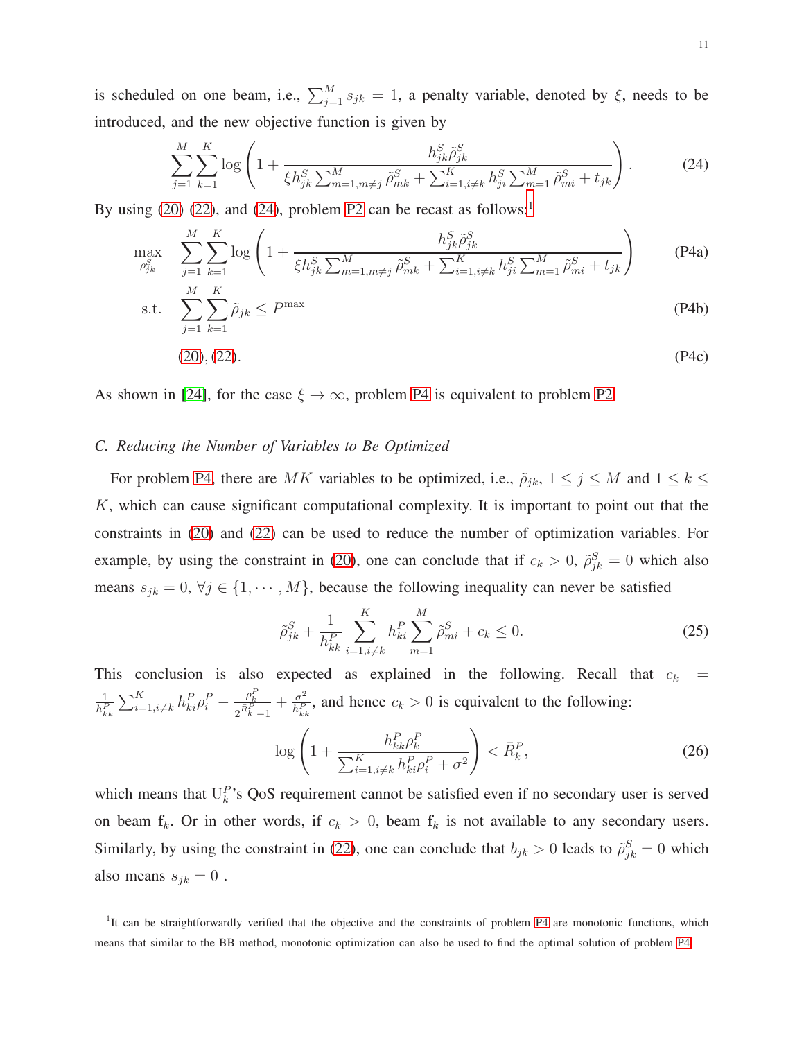is scheduled on one beam, i.e., $\sum_{j=1}^{M} s_{jk} = 1$, a penalty variable, denoted by $\xi$, needs to be introduced, and the new objective function is given by

$$\sum_{j=1}^{M}\sum_{k=1}^{K}\log\left(1+\frac{h_{jk}^{S}\tilde{\rho}_{jk}^{S}}{\xi h_{jk}^{S}\sum_{m=1,m\neq j}^{M}\tilde{\rho}_{mk}^{S}+\sum_{i=1,i\neq k}^{K}h_{ji}^{S}\sum_{m=1}^{M}\tilde{\rho}_{mi}^{S}+t_{jk}}\right). \tag{24}$$

By using (20) (22), and (24), problem P2 can be recast as follows:[1]

$$\max_{\rho_{jk}^{S}} \quad \sum_{j=1}^{M}\sum_{k=1}^{K}\log\left(1+\frac{h_{jk}^{S}\tilde{\rho}_{jk}^{S}}{\xi h_{jk}^{S}\sum_{m=1,m\neq j}^{M}\tilde{\rho}_{mk}^{S}+\sum_{i=1,i\neq k}^{K}h_{ji}^{S}\sum_{m=1}^{M}\tilde{\rho}_{mi}^{S}+t_{jk}}\right) \tag{P4a}$$

$$\text{s.t.} \quad \sum_{j=1}^{M}\sum_{k=1}^{K}\tilde{\rho}_{jk} \leq P^{\max} \tag{P4b}$$

$$(20), (22). \tag{P4c}$$

As shown in [24], for the case $\xi \to \infty$, problem P4 is equivalent to problem P2.

### *C. Reducing the Number of Variables to Be Optimized*

For problem P4, there are $MK$ variables to be optimized, i.e., $\tilde{\rho}_{jk}$, $1 \leq j \leq M$ and $1 \leq k \leq K$, which can cause significant computational complexity. It is important to point out that the constraints in (20) and (22) can be used to reduce the number of optimization variables. For example, by using the constraint in (20), one can conclude that if $c_k > 0$, $\tilde{\rho}_{jk}^{S} = 0$ which also means $s_{jk} = 0$, $\forall j \in \{1, \cdots, M\}$, because the following inequality can never be satisfied

$$\tilde{\rho}_{jk}^{S} + \frac{1}{h_{kk}^{P}}\sum_{i=1,i\neq k}^{K}h_{ki}^{P}\sum_{m=1}^{M}\tilde{\rho}_{mi}^{S} + c_k \leq 0. \tag{25}$$

This conclusion is also expected as explained in the following. Recall that $c_k = \frac{1}{h_{kk}^{P}}\sum_{i=1,i\neq k}^{K}h_{ki}^{P}\rho_{i}^{P} - \frac{\rho_{k}^{P}}{2^{\bar{R}_{k}^{P}}-1} + \frac{\sigma^2}{h_{kk}^{P}}$, and hence $c_k > 0$ is equivalent to the following:

$$\log\left(1+\frac{h_{kk}^{P}\rho_{k}^{P}}{\sum_{i=1,i\neq k}^{K}h_{ki}^{P}\rho_{i}^{P}+\sigma^2}\right) < \bar{R}_{k}^{P}, \tag{26}$$

which means that $\mathrm{U}_{k}^{P}$'s QoS requirement cannot be satisfied even if no secondary user is served on beam $\mathbf{f}_k$. Or in other words, if $c_k > 0$, beam $\mathbf{f}_k$ is not available to any secondary users. Similarly, by using the constraint in (22), one can conclude that $b_{jk} > 0$ leads to $\tilde{\rho}_{jk}^{S} = 0$ which also means $s_{jk} = 0$ .

[1] It can be straightforwardly verified that the objective and the constraints of problem P4 are monotonic functions, which means that similar to the BB method, monotonic optimization can also be used to find the optimal solution of problem P4.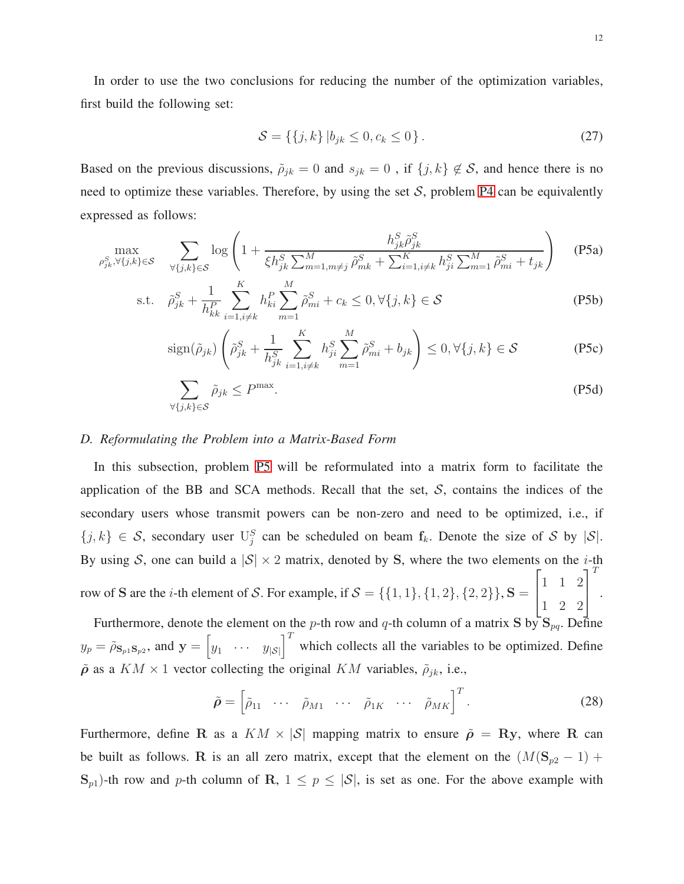In order to use the two conclusions for reducing the number of the optimization variables, first build the following set:

$$\mathcal{S} = \{\{j,k\} \,| b_{jk} \leq 0, c_k \leq 0\}. \tag{27}$$

Based on the previous discussions, $\tilde{\rho}_{jk} = 0$ and $s_{jk} = 0$ , if $\{j,k\} \notin \mathcal{S}$, and hence there is no need to optimize these variables. Therefore, by using the set $\mathcal{S}$, problem P4 can be equivalently expressed as follows:

$$\max_{\rho^S_{jk}, \forall \{j,k\}\in\mathcal{S}} \quad \sum_{\forall\{j,k\}\in\mathcal{S}} \log\left(1 + \frac{h^S_{jk}\tilde{\rho}^S_{jk}}{\xi h^S_{jk}\sum_{m=1,m\neq j}^{M}\tilde{\rho}^S_{mk} + \sum_{i=1,i\neq k}^{K} h^S_{ji}\sum_{m=1}^{M}\tilde{\rho}^S_{mi} + t_{jk}}\right) \tag{P5a}$$

$$\text{s.t.} \quad \tilde{\rho}^S_{jk} + \frac{1}{h^P_{kk}}\sum_{i=1,i\neq k}^{K} h^P_{ki}\sum_{m=1}^{M}\tilde{\rho}^S_{mi} + c_k \leq 0, \forall\{j,k\}\in\mathcal{S} \tag{P5b}$$

$$\text{sign}(\tilde{\rho}_{jk})\left(\tilde{\rho}^S_{jk} + \frac{1}{h^S_{jk}}\sum_{i=1,i\neq k}^{K} h^S_{ji}\sum_{m=1}^{M}\tilde{\rho}^S_{mi} + b_{jk}\right) \leq 0, \forall\{j,k\}\in\mathcal{S} \tag{P5c}$$

$$\sum_{\forall\{j,k\}\in\mathcal{S}} \tilde{\rho}_{jk} \leq P^{\max}. \tag{P5d}$$

### *D. Reformulating the Problem into a Matrix-Based Form*

In this subsection, problem P5 will be reformulated into a matrix form to facilitate the application of the BB and SCA methods. Recall that the set, $\mathcal{S}$, contains the indices of the secondary users whose transmit powers can be non-zero and need to be optimized, i.e., if $\{j,k\} \in \mathcal{S}$, secondary user $\text{U}^S_j$ can be scheduled on beam $\mathbf{f}_k$. Denote the size of $\mathcal{S}$ by $|\mathcal{S}|$. By using $\mathcal{S}$, one can build a $|\mathcal{S}| \times 2$ matrix, denoted by $\mathbf{S}$, where the two elements on the $i$-th row of $\mathbf{S}$ are the $i$-th element of $\mathcal{S}$. For example, if $\mathcal{S} = \{\{1,1\},\{1,2\},\{2,2\}\}$, $\mathbf{S} = \begin{bmatrix} 1 & 1 & 2 \\ 1 & 2 & 2 \end{bmatrix}^T$.

Furthermore, denote the element on the $p$-th row and $q$-th column of a matrix $\mathbf{S}$ by $\mathbf{S}_{pq}$. Define $y_p = \tilde{\rho}_{\mathbf{S}_{p1}\mathbf{S}_{p2}}$, and $\mathbf{y} = \begin{bmatrix} y_1 & \cdots & y_{|\mathcal{S}|} \end{bmatrix}^T$ which collects all the variables to be optimized. Define $\tilde{\boldsymbol{\rho}}$ as a $KM \times 1$ vector collecting the original $KM$ variables, $\tilde{\rho}_{jk}$, i.e.,

$$\tilde{\boldsymbol{\rho}} = \begin{bmatrix} \tilde{\rho}_{11} & \cdots & \tilde{\rho}_{M1} & \cdots & \tilde{\rho}_{1K} & \cdots & \tilde{\rho}_{MK} \end{bmatrix}^T. \tag{28}$$

Furthermore, define $\mathbf{R}$ as a $KM \times |\mathcal{S}|$ mapping matrix to ensure $\tilde{\boldsymbol{\rho}} = \mathbf{R}\mathbf{y}$, where $\mathbf{R}$ can be built as follows. $\mathbf{R}$ is an all zero matrix, except that the element on the $(M(\mathbf{S}_{p2}-1) + \mathbf{S}_{p1})$-th row and $p$-th column of $\mathbf{R}$, $1 \leq p \leq |\mathcal{S}|$, is set as one. For the above example with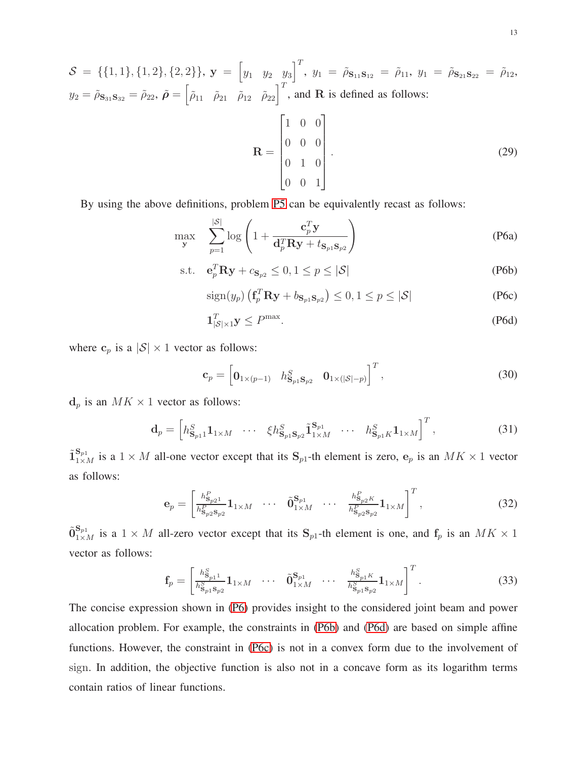$\mathcal{S} = \{\{1,1\},\{1,2\},\{2,2\}\}$, $\mathbf{y} = \begin{bmatrix} y_1 & y_2 & y_3 \end{bmatrix}^T$, $y_1 = \tilde{\rho}_{\mathbf{S}_{11}\mathbf{S}_{12}} = \tilde{\rho}_{11}$, $y_1 = \tilde{\rho}_{\mathbf{S}_{21}\mathbf{S}_{22}} = \tilde{\rho}_{12}$, $y_2 = \tilde{\rho}_{\mathbf{S}_{31}\mathbf{S}_{32}} = \tilde{\rho}_{22}$, $\tilde{\boldsymbol{\rho}} = \begin{bmatrix} \tilde{\rho}_{11} & \tilde{\rho}_{21} & \tilde{\rho}_{12} & \tilde{\rho}_{22} \end{bmatrix}^T$, and $\mathbf{R}$ is defined as follows:

$$\mathbf{R} = \begin{bmatrix} 1 & 0 & 0 \\ 0 & 0 & 0 \\ 0 & 1 & 0 \\ 0 & 0 & 1 \end{bmatrix}. \tag{29}$$

By using the above definitions, problem P5 can be equivalently recast as follows:

$$\max_{\mathbf{y}} \quad \sum_{p=1}^{|\mathcal{S}|} \log\left(1 + \frac{\mathbf{c}_p^T \mathbf{y}}{\mathbf{d}_p^T \mathbf{R}\mathbf{y} + t_{\mathbf{S}_{p1}\mathbf{S}_{p2}}}\right) \tag{P6a}$$

$$\text{s.t.} \quad \mathbf{e}_p^T \mathbf{R}\mathbf{y} + c_{\mathbf{S}_{p2}} \leq 0, 1 \leq p \leq |\mathcal{S}| \tag{P6b}$$

$$\text{sign}(y_p)\left(\mathbf{f}_p^T \mathbf{R}\mathbf{y} + b_{\mathbf{S}_{p1}\mathbf{S}_{p2}}\right) \leq 0, 1 \leq p \leq |\mathcal{S}| \tag{P6c}$$

$$\mathbf{1}_{|\mathcal{S}|\times 1}^T \mathbf{y} \leq P^{\max}. \tag{P6d}$$

where $\mathbf{c}_p$ is a $|\mathcal{S}| \times 1$ vector as follows:

$$\mathbf{c}_p = \begin{bmatrix} \mathbf{0}_{1\times(p-1)} & h^S_{\mathbf{S}_{p1}\mathbf{S}_{p2}} & \mathbf{0}_{1\times(|\mathcal{S}|-p)} \end{bmatrix}^T, \tag{30}$$

$\mathbf{d}_p$ is an $MK \times 1$ vector as follows:

$$\mathbf{d}_p = \begin{bmatrix} h^S_{\mathbf{S}_{p1}1}\mathbf{1}_{1\times M} & \cdots & \xi h^S_{\mathbf{S}_{p1}\mathbf{S}_{p2}} \tilde{\mathbf{1}}^{\mathbf{S}_{p1}}_{1\times M} & \cdots & h^S_{\mathbf{S}_{p1}K}\mathbf{1}_{1\times M} \end{bmatrix}^T, \tag{31}$$

$\tilde{\mathbf{1}}^{\mathbf{S}_{p1}}_{1\times M}$ is a $1\times M$ all-one vector except that its $\mathbf{S}_{p1}$-th element is zero, $\mathbf{e}_p$ is an $MK \times 1$ vector as follows:

$$\mathbf{e}_p = \begin{bmatrix} \frac{h^P_{\mathbf{S}_{p2}1}}{h^P_{\mathbf{S}_{p2}\mathbf{S}_{p2}}}\mathbf{1}_{1\times M} & \cdots & \tilde{\mathbf{0}}^{\mathbf{S}_{p1}}_{1\times M} & \cdots & \frac{h^P_{\mathbf{S}_{p2}K}}{h^P_{\mathbf{S}_{p2}\mathbf{S}_{p2}}}\mathbf{1}_{1\times M} \end{bmatrix}^T, \tag{32}$$

$\tilde{\mathbf{0}}^{\mathbf{S}_{p1}}_{1\times M}$ is a $1\times M$ all-zero vector except that its $\mathbf{S}_{p1}$-th element is one, and $\mathbf{f}_p$ is an $MK \times 1$ vector as follows:

$$\mathbf{f}_p = \begin{bmatrix} \frac{h^S_{\mathbf{S}_{p1}1}}{h^S_{\mathbf{S}_{p1}\mathbf{S}_{p2}}}\mathbf{1}_{1\times M} & \cdots & \tilde{\mathbf{0}}^{\mathbf{S}_{p1}}_{1\times M} & \cdots & \frac{h^S_{\mathbf{S}_{p1}K}}{h^S_{\mathbf{S}_{p1}\mathbf{S}_{p2}}}\mathbf{1}_{1\times M} \end{bmatrix}^T. \tag{33}$$

The concise expression shown in (P6) provides insight to the considered joint beam and power allocation problem. For example, the constraints in (P6b) and (P6d) are based on simple affine functions. However, the constraint in (P6c) is not in a convex form due to the involvement of sign. In addition, the objective function is also not in a concave form as its logarithm terms contain ratios of linear functions.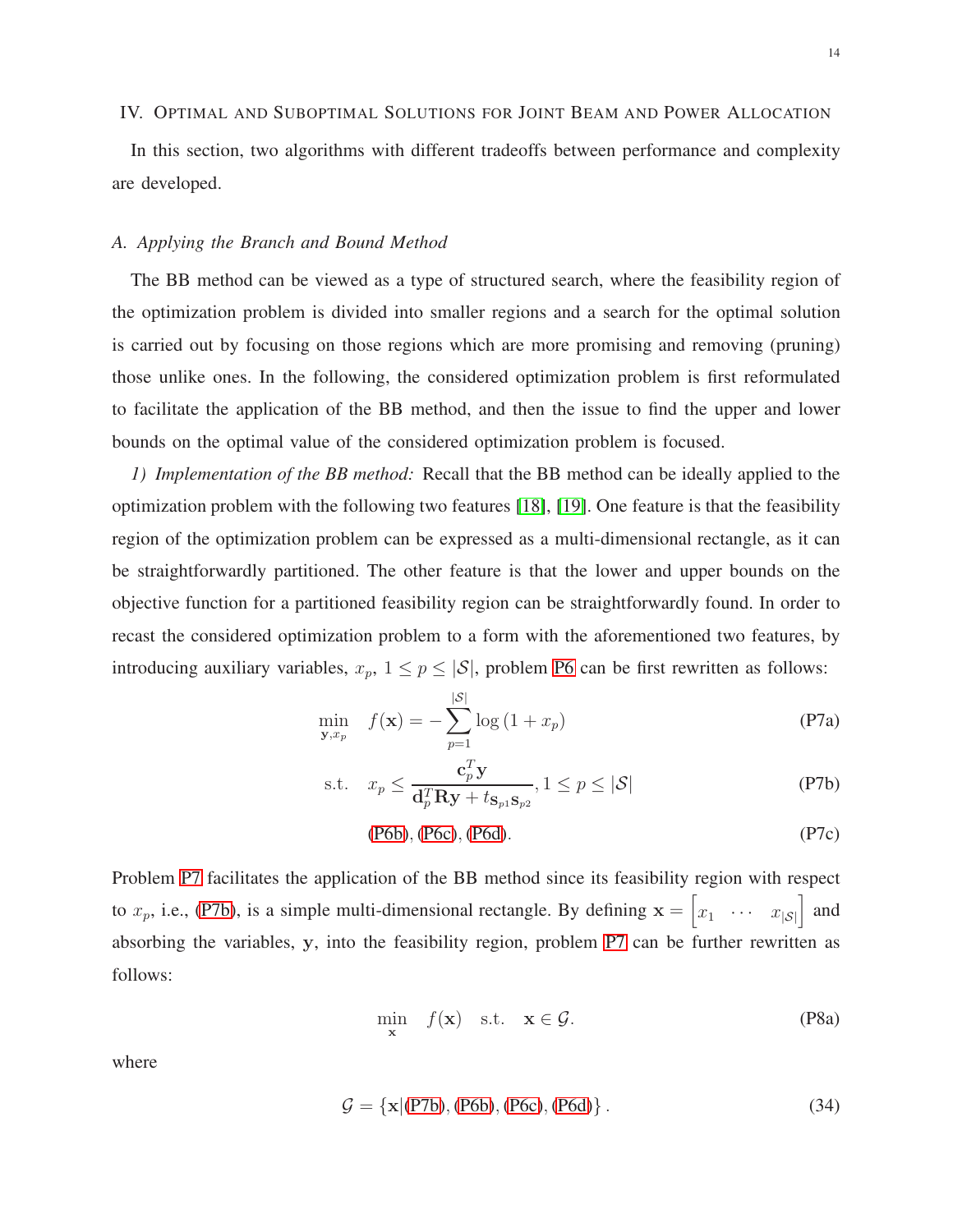## IV. Optimal and Suboptimal Solutions for Joint Beam and Power Allocation

In this section, two algorithms with different tradeoffs between performance and complexity are developed.

### A. Applying the Branch and Bound Method

The BB method can be viewed as a type of structured search, where the feasibility region of the optimization problem is divided into smaller regions and a search for the optimal solution is carried out by focusing on those regions which are more promising and removing (pruning) those unlike ones. In the following, the considered optimization problem is first reformulated to facilitate the application of the BB method, and then the issue to find the upper and lower bounds on the optimal value of the considered optimization problem is focused.

*1) Implementation of the BB method:* Recall that the BB method can be ideally applied to the optimization problem with the following two features [18], [19]. One feature is that the feasibility region of the optimization problem can be expressed as a multi-dimensional rectangle, as it can be straightforwardly partitioned. The other feature is that the lower and upper bounds on the objective function for a partitioned feasibility region can be straightforwardly found. In order to recast the considered optimization problem to a form with the aforementioned two features, by introducing auxiliary variables, $x_p$, $1 \leq p \leq |\mathcal{S}|$, problem P6 can be first rewritten as follows:

$$\min_{\mathbf{y}, x_p} \quad f(\mathbf{x}) = -\sum_{p=1}^{|\mathcal{S}|} \log\left(1 + x_p\right) \tag{P7a}$$

$$\text{s.t.} \quad x_p \leq \frac{\mathbf{c}_p^T \mathbf{y}}{\mathbf{d}_p^T \mathbf{R} \mathbf{y} + t_{\mathbf{s}_{p1}\mathbf{s}_{p2}}}, 1 \leq p \leq |\mathcal{S}| \tag{P7b}$$

$$\text{(P6b), (P6c), (P6d).} \tag{P7c}$$

Problem P7 facilitates the application of the BB method since its feasibility region with respect to $x_p$, i.e., (P7b), is a simple multi-dimensional rectangle. By defining $\mathbf{x} = \begin{bmatrix} x_1 & \cdots & x_{|\mathcal{S}|} \end{bmatrix}$ and absorbing the variables, $\mathbf{y}$, into the feasibility region, problem P7 can be further rewritten as follows:

$$\min_{\mathbf{x}} \quad f(\mathbf{x}) \quad \text{s.t.} \quad \mathbf{x} \in \mathcal{G}. \tag{P8a}$$

where

$$\mathcal{G} = \left\{ \mathbf{x} | \text{(P7b), (P6b), (P6c), (P6d)} \right\}. \tag{34}$$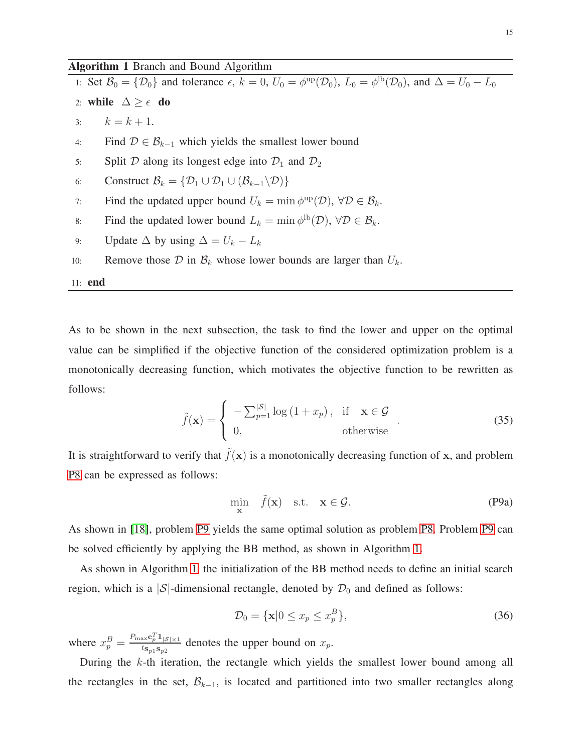**Algorithm 1** Branch and Bound Algorithm

1: Set $\mathcal{B}_0 = \{\mathcal{D}_0\}$ and tolerance $\epsilon$, $k = 0$, $U_0 = \phi^{\mathrm{up}}(\mathcal{D}_0)$, $L_0 = \phi^{\mathrm{lb}}(\mathcal{D}_0)$, and $\Delta = U_0 - L_0$

2: **while** $\Delta \geq \epsilon$ **do**

3: $\quad k = k + 1$.

4: $\quad$ Find $\mathcal{D} \in \mathcal{B}_{k-1}$ which yields the smallest lower bound

5: $\quad$ Split $\mathcal{D}$ along its longest edge into $\mathcal{D}_1$ and $\mathcal{D}_2$

6: $\quad$ Construct $\mathcal{B}_k = \{\mathcal{D}_1 \cup \mathcal{D}_1 \cup (\mathcal{B}_{k-1} \backslash \mathcal{D})\}$

7: $\quad$ Find the updated upper bound $U_k = \min \phi^{\mathrm{up}}(\mathcal{D})$, $\forall \mathcal{D} \in \mathcal{B}_k$.

8: $\quad$ Find the updated lower bound $L_k = \min \phi^{\mathrm{lb}}(\mathcal{D})$, $\forall \mathcal{D} \in \mathcal{B}_k$.

9: $\quad$ Update $\Delta$ by using $\Delta = U_k - L_k$

10: $\quad$ Remove those $\mathcal{D}$ in $\mathcal{B}_k$ whose lower bounds are larger than $U_k$.

11: **end**

As to be shown in the next subsection, the task to find the lower and upper on the optimal value can be simplified if the objective function of the considered optimization problem is a monotonically decreasing function, which motivates the objective function to be rewritten as follows:

$$\tilde{f}(\mathbf{x}) = \begin{cases} -\sum_{p=1}^{|\mathcal{S}|} \log\left(1 + x_p\right), & \text{if} \quad \mathbf{x} \in \mathcal{G} \\ 0, & \text{otherwise} \end{cases}. \tag{35}$$

It is straightforward to verify that $\tilde{f}(\mathbf{x})$ is a monotonically decreasing function of $\mathbf{x}$, and problem P8 can be expressed as follows:

$$\min_{\mathbf{x}} \quad \tilde{f}(\mathbf{x}) \quad \text{s.t.} \quad \mathbf{x} \in \mathcal{G}. \tag{P9a}$$

As shown in [18], problem P9 yields the same optimal solution as problem P8. Problem P9 can be solved efficiently by applying the BB method, as shown in Algorithm 1.

As shown in Algorithm 1, the initialization of the BB method needs to define an initial search region, which is a $|\mathcal{S}|$-dimensional rectangle, denoted by $\mathcal{D}_0$ and defined as follows:

$$\mathcal{D}_0 = \{\mathbf{x} | 0 \leq x_p \leq x_p^B\}, \tag{36}$$

where $x_p^B = \frac{P_{\max}\mathbf{c}_p^T \mathbf{1}_{|\mathcal{S}|\times 1}}{t\mathbf{s}_{p1}\mathbf{s}_{p2}}$ denotes the upper bound on $x_p$.

During the $k$-th iteration, the rectangle which yields the smallest lower bound among all the rectangles in the set, $\mathcal{B}_{k-1}$, is located and partitioned into two smaller rectangles along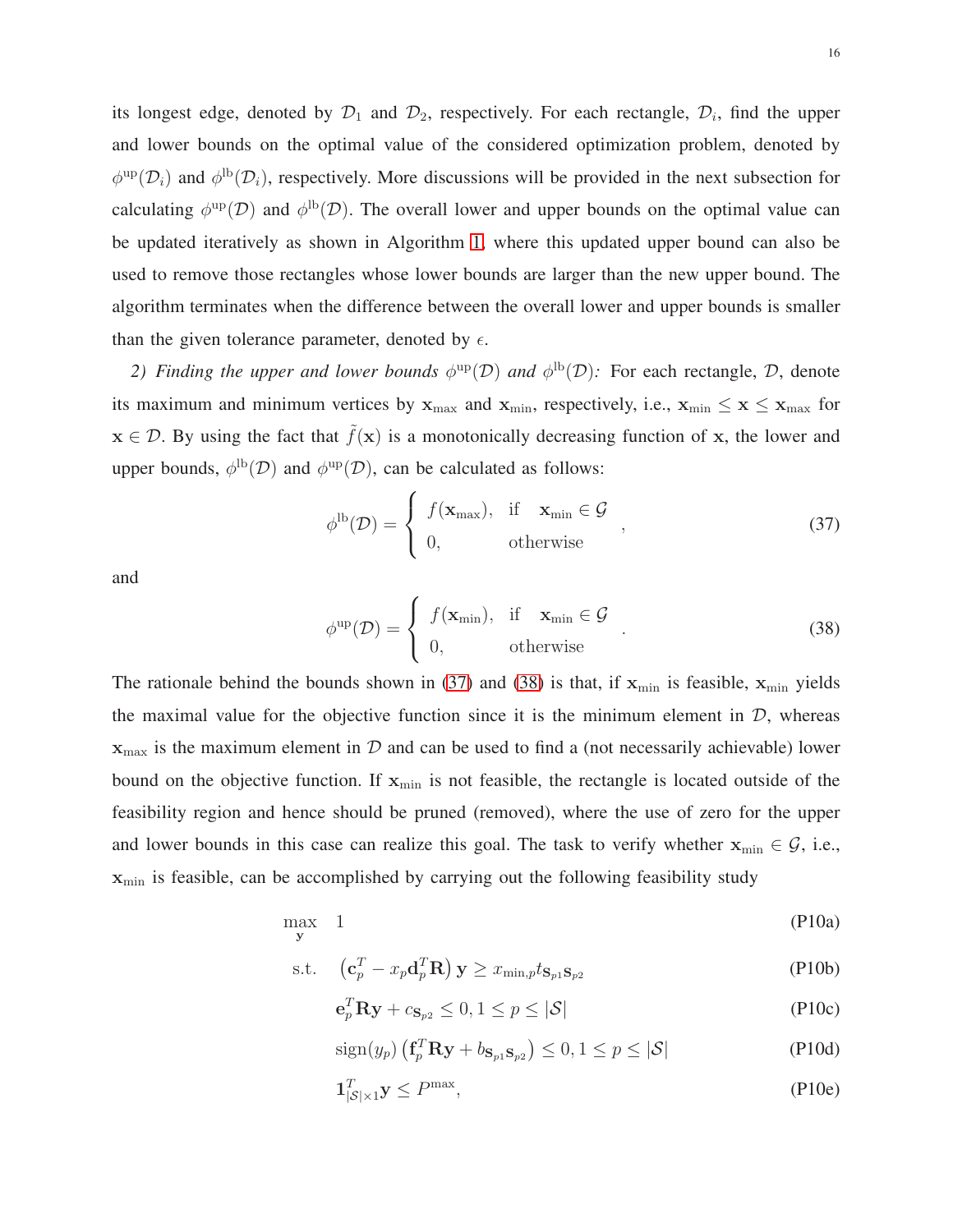its longest edge, denoted by $\mathcal{D}_1$ and $\mathcal{D}_2$, respectively. For each rectangle, $\mathcal{D}_i$, find the upper and lower bounds on the optimal value of the considered optimization problem, denoted by $\phi^{\text{up}}(\mathcal{D}_i)$ and $\phi^{\text{lb}}(\mathcal{D}_i)$, respectively. More discussions will be provided in the next subsection for calculating $\phi^{\text{up}}(\mathcal{D})$ and $\phi^{\text{lb}}(\mathcal{D})$. The overall lower and upper bounds on the optimal value can be updated iteratively as shown in Algorithm 1, where this updated upper bound can also be used to remove those rectangles whose lower bounds are larger than the new upper bound. The algorithm terminates when the difference between the overall lower and upper bounds is smaller than the given tolerance parameter, denoted by $\epsilon$.

*2) Finding the upper and lower bounds $\phi^{\text{up}}(\mathcal{D})$ and $\phi^{\text{lb}}(\mathcal{D})$:* For each rectangle, $\mathcal{D}$, denote its maximum and minimum vertices by $\mathbf{x}_{\max}$ and $\mathbf{x}_{\min}$, respectively, i.e., $\mathbf{x}_{\min} \leq \mathbf{x} \leq \mathbf{x}_{\max}$ for $\mathbf{x} \in \mathcal{D}$. By using the fact that $\tilde{f}(\mathbf{x})$ is a monotonically decreasing function of $\mathbf{x}$, the lower and upper bounds, $\phi^{\text{lb}}(\mathcal{D})$ and $\phi^{\text{up}}(\mathcal{D})$, can be calculated as follows:

$$\phi^{\text{lb}}(\mathcal{D}) = \begin{cases} f(\mathbf{x}_{\max}), & \text{if} \quad \mathbf{x}_{\min} \in \mathcal{G} \\ 0, & \text{otherwise} \end{cases}, \tag{37}$$

and

$$\phi^{\text{up}}(\mathcal{D}) = \begin{cases} f(\mathbf{x}_{\min}), & \text{if} \quad \mathbf{x}_{\min} \in \mathcal{G} \\ 0, & \text{otherwise} \end{cases}. \tag{38}$$

The rationale behind the bounds shown in (37) and (38) is that, if $\mathbf{x}_{\min}$ is feasible, $\mathbf{x}_{\min}$ yields the maximal value for the objective function since it is the minimum element in $\mathcal{D}$, whereas $\mathbf{x}_{\max}$ is the maximum element in $\mathcal{D}$ and can be used to find a (not necessarily achievable) lower bound on the objective function. If $\mathbf{x}_{\min}$ is not feasible, the rectangle is located outside of the feasibility region and hence should be pruned (removed), where the use of zero for the upper and lower bounds in this case can realize this goal. The task to verify whether $\mathbf{x}_{\min} \in \mathcal{G}$, i.e., $\mathbf{x}_{\min}$ is feasible, can be accomplished by carrying out the following feasibility study

$$\max_{\mathbf{y}} \quad 1 \tag{P10a}$$

$$\text{s.t.} \quad \left(\mathbf{c}_p^T - x_p \mathbf{d}_p^T \mathbf{R}\right) \mathbf{y} \geq x_{\min,p} t_{\mathbf{s}_{p1}\mathbf{s}_{p2}} \tag{P10b}$$

$$\mathbf{e}_p^T \mathbf{R} \mathbf{y} + c_{\mathbf{s}_{p2}} \leq 0, 1 \leq p \leq |\mathcal{S}| \tag{P10c}$$

$$\text{sign}(y_p) \left(\mathbf{f}_p^T \mathbf{R} \mathbf{y} + b_{\mathbf{s}_{p1}\mathbf{s}_{p2}}\right) \leq 0, 1 \leq p \leq |\mathcal{S}| \tag{P10d}$$

$$\mathbf{1}_{|\mathcal{S}| \times 1}^T \mathbf{y} \leq P^{\max}, \tag{P10e}$$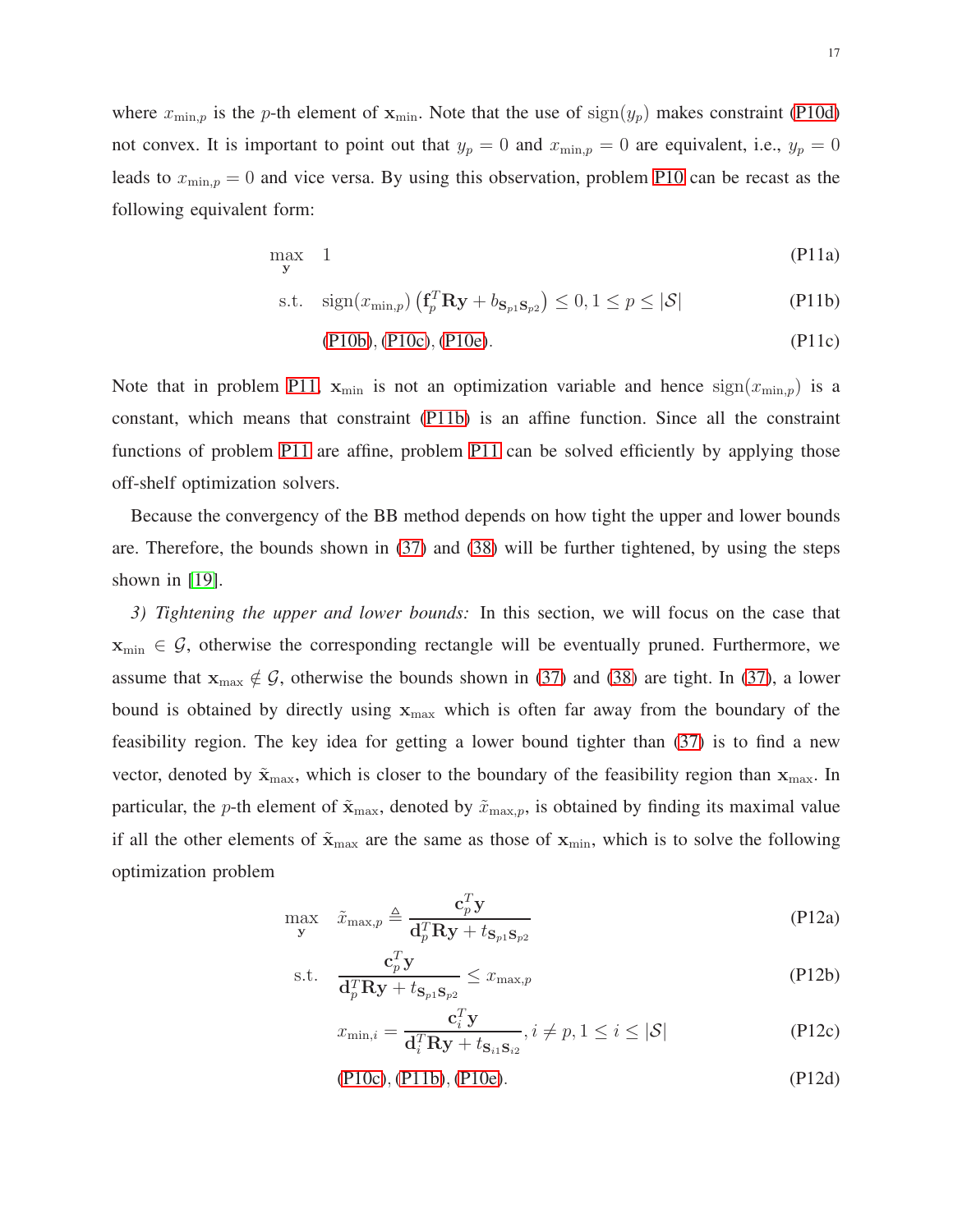where $x_{\min,p}$ is the $p$-th element of $\mathbf{x}_{\min}$. Note that the use of $\text{sign}(y_p)$ makes constraint (P10d) not convex. It is important to point out that $y_p = 0$ and $x_{\min,p} = 0$ are equivalent, i.e., $y_p = 0$ leads to $x_{\min,p} = 0$ and vice versa. By using this observation, problem P10 can be recast as the following equivalent form:

$$\max_{\mathbf{y}} \quad 1 \tag{P11a}$$

$$\text{s.t.} \quad \text{sign}(x_{\min,p}) \left( \mathbf{f}_p^T \mathbf{R} \mathbf{y} + b_{\mathbf{s}_{p1}\mathbf{s}_{p2}} \right) \leq 0, 1 \leq p \leq |\mathcal{S}| \tag{P11b}$$

$$\text{(P10b), (P10c), (P10e).} \tag{P11c}$$

Note that in problem P11, $\mathbf{x}_{\min}$ is not an optimization variable and hence $\text{sign}(x_{\min,p})$ is a constant, which means that constraint (P11b) is an affine function. Since all the constraint functions of problem P11 are affine, problem P11 can be solved efficiently by applying those off-shelf optimization solvers.

Because the convergency of the BB method depends on how tight the upper and lower bounds are. Therefore, the bounds shown in (37) and (38) will be further tightened, by using the steps shown in [19].

*3) Tightening the upper and lower bounds:* In this section, we will focus on the case that $\mathbf{x}_{\min} \in \mathcal{G}$, otherwise the corresponding rectangle will be eventually pruned. Furthermore, we assume that $\mathbf{x}_{\max} \notin \mathcal{G}$, otherwise the bounds shown in (37) and (38) are tight. In (37), a lower bound is obtained by directly using $\mathbf{x}_{\max}$ which is often far away from the boundary of the feasibility region. The key idea for getting a lower bound tighter than (37) is to find a new vector, denoted by $\tilde{\mathbf{x}}_{\max}$, which is closer to the boundary of the feasibility region than $\mathbf{x}_{\max}$. In particular, the $p$-th element of $\tilde{\mathbf{x}}_{\max}$, denoted by $\tilde{x}_{\max,p}$, is obtained by finding its maximal value if all the other elements of $\tilde{\mathbf{x}}_{\max}$ are the same as those of $\mathbf{x}_{\min}$, which is to solve the following optimization problem

$$\max_{\mathbf{y}} \quad \tilde{x}_{\max,p} \triangleq \frac{\mathbf{c}_p^T \mathbf{y}}{\mathbf{d}_p^T \mathbf{R} \mathbf{y} + t_{\mathbf{s}_{p1}\mathbf{s}_{p2}}} \tag{P12a}$$

$$\text{s.t.} \quad \frac{\mathbf{c}_p^T \mathbf{y}}{\mathbf{d}_p^T \mathbf{R} \mathbf{y} + t_{\mathbf{s}_{p1}\mathbf{s}_{p2}}} \leq x_{\max,p} \tag{P12b}$$

$$x_{\min,i} = \frac{\mathbf{c}_i^T \mathbf{y}}{\mathbf{d}_i^T \mathbf{R} \mathbf{y} + t_{\mathbf{s}_{i1}\mathbf{s}_{i2}}}, i \neq p, 1 \leq i \leq |\mathcal{S}| \tag{P12c}$$

$$\text{(P10c), (P11b), (P10e).} \tag{P12d}$$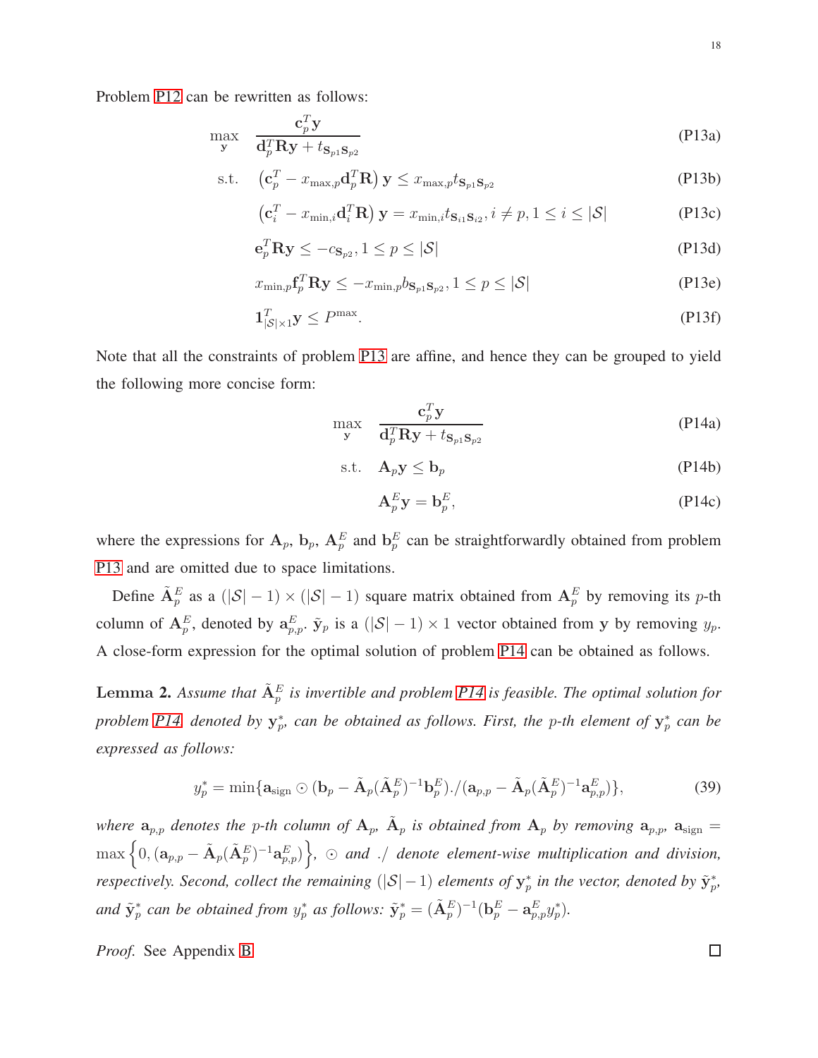Problem P12 can be rewritten as follows:

$$\max_{\mathbf{y}} \quad \frac{\mathbf{c}_p^T \mathbf{y}}{\mathbf{d}_p^T \mathbf{R} \mathbf{y} + t_{\mathbf{s}_{p1}\mathbf{s}_{p2}}} \tag{P13a}$$

$$\text{s.t.} \quad \left(\mathbf{c}_p^T - x_{\max,p} \mathbf{d}_p^T \mathbf{R}\right) \mathbf{y} \leq x_{\max,p} t_{\mathbf{s}_{p1}\mathbf{s}_{p2}} \tag{P13b}$$

$$\left(\mathbf{c}_i^T - x_{\min,i} \mathbf{d}_i^T \mathbf{R}\right) \mathbf{y} = x_{\min,i} t_{\mathbf{s}_{i1}\mathbf{s}_{i2}}, i \neq p, 1 \leq i \leq |\mathcal{S}| \tag{P13c}$$

$$\mathbf{e}_p^T \mathbf{R} \mathbf{y} \leq -c_{\mathbf{s}_{p2}}, 1 \leq p \leq |\mathcal{S}| \tag{P13d}$$

$$x_{\min,p} \mathbf{f}_p^T \mathbf{R} \mathbf{y} \leq -x_{\min,p} b_{\mathbf{s}_{p1}\mathbf{s}_{p2}}, 1 \leq p \leq |\mathcal{S}| \tag{P13e}$$

$$\mathbf{1}_{|\mathcal{S}|\times 1}^T \mathbf{y} \leq P^{\max}. \tag{P13f}$$

Note that all the constraints of problem P13 are affine, and hence they can be grouped to yield the following more concise form:

$$\max_{\mathbf{y}} \quad \frac{\mathbf{c}_p^T \mathbf{y}}{\mathbf{d}_p^T \mathbf{R} \mathbf{y} + t_{\mathbf{s}_{p1}\mathbf{s}_{p2}}} \tag{P14a}$$

$$\text{s.t.} \quad \mathbf{A}_p \mathbf{y} \leq \mathbf{b}_p \tag{P14b}$$

$$\mathbf{A}_p^E \mathbf{y} = \mathbf{b}_p^E, \tag{P14c}$$

where the expressions for $\mathbf{A}_p$, $\mathbf{b}_p$, $\mathbf{A}_p^E$ and $\mathbf{b}_p^E$ can be straightforwardly obtained from problem P13 and are omitted due to space limitations.

Define $\tilde{\mathbf{A}}_p^E$ as a $(|\mathcal{S}|-1)\times(|\mathcal{S}|-1)$ square matrix obtained from $\mathbf{A}_p^E$ by removing its $p$-th column of $\mathbf{A}_p^E$, denoted by $\mathbf{a}_{p,p}^E$. $\tilde{\mathbf{y}}_p$ is a $(|\mathcal{S}|-1)\times 1$ vector obtained from $\mathbf{y}$ by removing $y_p$. A close-form expression for the optimal solution of problem P14 can be obtained as follows.

**Lemma 2.** *Assume that $\tilde{\mathbf{A}}_p^E$ is invertible and problem P14 is feasible. The optimal solution for problem P14, denoted by $\mathbf{y}_p^*$, can be obtained as follows. First, the $p$-th element of $\mathbf{y}_p^*$ can be expressed as follows:*

$$y_p^* = \min\{\mathbf{a}_{\text{sign}} \odot (\mathbf{b}_p - \tilde{\mathbf{A}}_p (\tilde{\mathbf{A}}_p^E)^{-1} \mathbf{b}_p^E)./(\mathbf{a}_{p,p} - \tilde{\mathbf{A}}_p (\tilde{\mathbf{A}}_p^E)^{-1} \mathbf{a}_{p,p}^E)\}, \tag{39}$$

*where $\mathbf{a}_{p,p}$ denotes the $p$-th column of $\mathbf{A}_p$, $\tilde{\mathbf{A}}_p$ is obtained from $\mathbf{A}_p$ by removing $\mathbf{a}_{p,p}$, $\mathbf{a}_{\text{sign}} = \max\left\{0, (\mathbf{a}_{p,p} - \tilde{\mathbf{A}}_p (\tilde{\mathbf{A}}_p^E)^{-1} \mathbf{a}_{p,p}^E)\right\}$, $\odot$ and $./$ denote element-wise multiplication and division, respectively. Second, collect the remaining $(|\mathcal{S}|-1)$ elements of $\mathbf{y}_p^*$ in the vector, denoted by $\tilde{\mathbf{y}}_p^*$, and $\tilde{\mathbf{y}}_p^*$ can be obtained from $y_p^*$ as follows: $\tilde{\mathbf{y}}_p^* = (\tilde{\mathbf{A}}_p^E)^{-1}(\mathbf{b}_p^E - \mathbf{a}_{p,p}^E y_p^*)$.*

*Proof.* See Appendix B. ∎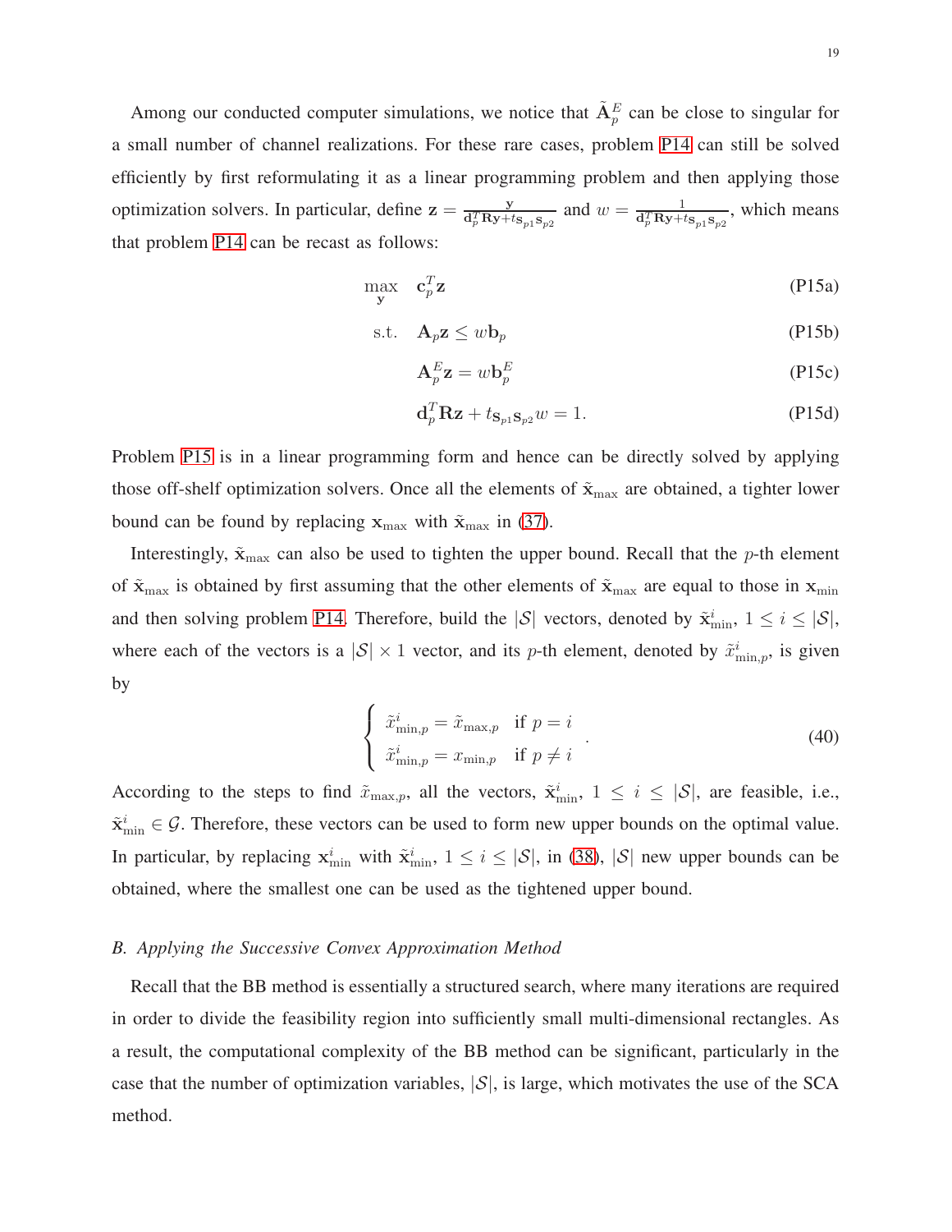Among our conducted computer simulations, we notice that $\tilde{\mathbf{A}}_p^E$ can be close to singular for a small number of channel realizations. For these rare cases, problem P14 can still be solved efficiently by first reformulating it as a linear programming problem and then applying those optimization solvers. In particular, define $\mathbf{z} = \frac{\mathbf{y}}{\mathbf{d}_p^T \mathbf{R} \mathbf{y} + t_{\mathbf{s}_{p1}\mathbf{s}_{p2}}}$ and $w = \frac{1}{\mathbf{d}_p^T \mathbf{R} \mathbf{y} + t_{\mathbf{s}_{p1}\mathbf{s}_{p2}}}$, which means that problem P14 can be recast as follows:

$$\max_{\mathbf{y}} \quad \mathbf{c}_p^T \mathbf{z} \tag{P15a}$$

$$\text{s.t.} \quad \mathbf{A}_p \mathbf{z} \leq w \mathbf{b}_p \tag{P15b}$$

$$\mathbf{A}_p^E \mathbf{z} = w \mathbf{b}_p^E \tag{P15c}$$

$$\mathbf{d}_p^T \mathbf{R} \mathbf{z} + t_{\mathbf{s}_{p1}\mathbf{s}_{p2}} w = 1. \tag{P15d}$$

Problem P15 is in a linear programming form and hence can be directly solved by applying those off-shelf optimization solvers. Once all the elements of $\tilde{\mathbf{x}}_{\max}$ are obtained, a tighter lower bound can be found by replacing $\mathbf{x}_{\max}$ with $\tilde{\mathbf{x}}_{\max}$ in (37).

Interestingly, $\tilde{\mathbf{x}}_{\max}$ can also be used to tighten the upper bound. Recall that the $p$-th element of $\tilde{\mathbf{x}}_{\max}$ is obtained by first assuming that the other elements of $\tilde{\mathbf{x}}_{\max}$ are equal to those in $\mathbf{x}_{\min}$ and then solving problem P14. Therefore, build the $|\mathcal{S}|$ vectors, denoted by $\tilde{\mathbf{x}}_{\min}^i$, $1 \leq i \leq |\mathcal{S}|$, where each of the vectors is a $|\mathcal{S}| \times 1$ vector, and its $p$-th element, denoted by $\tilde{x}_{\min,p}^i$, is given by

$$\begin{cases} \tilde{x}_{\min,p}^i = \tilde{x}_{\max,p} & \text{if } p = i \\ \tilde{x}_{\min,p}^i = x_{\min,p} & \text{if } p \neq i \end{cases} . \tag{40}$$

According to the steps to find $\tilde{x}_{\max,p}$, all the vectors, $\tilde{\mathbf{x}}_{\min}^i$, $1 \leq i \leq |\mathcal{S}|$, are feasible, i.e., $\tilde{\mathbf{x}}_{\min}^i \in \mathcal{G}$. Therefore, these vectors can be used to form new upper bounds on the optimal value. In particular, by replacing $\mathbf{x}_{\min}^i$ with $\tilde{\mathbf{x}}_{\min}^i$, $1 \leq i \leq |\mathcal{S}|$, in (38), $|\mathcal{S}|$ new upper bounds can be obtained, where the smallest one can be used as the tightened upper bound.

### *B. Applying the Successive Convex Approximation Method*

Recall that the BB method is essentially a structured search, where many iterations are required in order to divide the feasibility region into sufficiently small multi-dimensional rectangles. As a result, the computational complexity of the BB method can be significant, particularly in the case that the number of optimization variables, $|\mathcal{S}|$, is large, which motivates the use of the SCA method.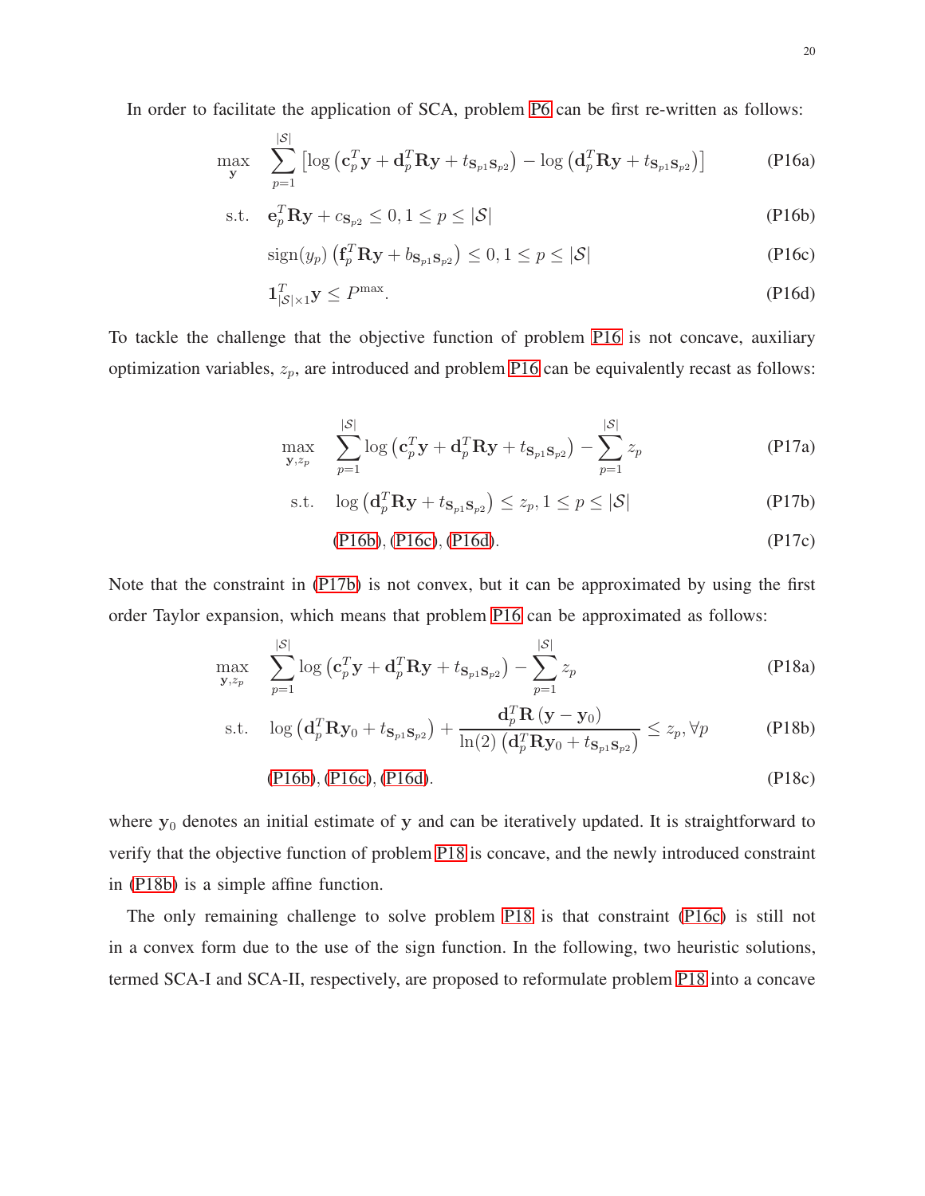In order to facilitate the application of SCA, problem P6 can be first re-written as follows:

$$\max_{\mathbf{y}} \quad \sum_{p=1}^{|\mathcal{S}|} \left[\log\left(\mathbf{c}_p^T\mathbf{y} + \mathbf{d}_p^T\mathbf{R}\mathbf{y} + t_{\mathbf{s}_{p1}\mathbf{s}_{p2}}\right) - \log\left(\mathbf{d}_p^T\mathbf{R}\mathbf{y} + t_{\mathbf{s}_{p1}\mathbf{s}_{p2}}\right)\right] \tag{P16a}$$

$$\text{s.t.} \quad \mathbf{e}_p^T\mathbf{R}\mathbf{y} + c_{\mathbf{s}_{p2}} \leq 0, 1 \leq p \leq |\mathcal{S}| \tag{P16b}$$

$$\text{sign}(y_p)\left(\mathbf{f}_p^T\mathbf{R}\mathbf{y} + b_{\mathbf{s}_{p1}\mathbf{s}_{p2}}\right) \leq 0, 1 \leq p \leq |\mathcal{S}| \tag{P16c}$$

$$\mathbf{1}_{|\mathcal{S}|\times 1}^T\mathbf{y} \leq P^{\max}. \tag{P16d}$$

To tackle the challenge that the objective function of problem P16 is not concave, auxiliary optimization variables, $z_p$, are introduced and problem P16 can be equivalently recast as follows:

$$\max_{\mathbf{y}, z_p} \quad \sum_{p=1}^{|\mathcal{S}|} \log\left(\mathbf{c}_p^T\mathbf{y} + \mathbf{d}_p^T\mathbf{R}\mathbf{y} + t_{\mathbf{s}_{p1}\mathbf{s}_{p2}}\right) - \sum_{p=1}^{|\mathcal{S}|} z_p \tag{P17a}$$

$$\text{s.t.} \quad \log\left(\mathbf{d}_p^T\mathbf{R}\mathbf{y} + t_{\mathbf{s}_{p1}\mathbf{s}_{p2}}\right) \leq z_p, 1 \leq p \leq |\mathcal{S}| \tag{P17b}$$

$$\text{(P16b), (P16c), (P16d).} \tag{P17c}$$

Note that the constraint in (P17b) is not convex, but it can be approximated by using the first order Taylor expansion, which means that problem P16 can be approximated as follows:

$$\max_{\mathbf{y}, z_p} \quad \sum_{p=1}^{|\mathcal{S}|} \log\left(\mathbf{c}_p^T\mathbf{y} + \mathbf{d}_p^T\mathbf{R}\mathbf{y} + t_{\mathbf{s}_{p1}\mathbf{s}_{p2}}\right) - \sum_{p=1}^{|\mathcal{S}|} z_p \tag{P18a}$$

$$\text{s.t.} \quad \log\left(\mathbf{d}_p^T\mathbf{R}\mathbf{y}_0 + t_{\mathbf{s}_{p1}\mathbf{s}_{p2}}\right) + \frac{\mathbf{d}_p^T\mathbf{R}\left(\mathbf{y} - \mathbf{y}_0\right)}{\ln(2)\left(\mathbf{d}_p^T\mathbf{R}\mathbf{y}_0 + t_{\mathbf{s}_{p1}\mathbf{s}_{p2}}\right)} \leq z_p, \forall p \tag{P18b}$$

$$\text{(P16b), (P16c), (P16d).} \tag{P18c}$$

where $\mathbf{y}_0$ denotes an initial estimate of $\mathbf{y}$ and can be iteratively updated. It is straightforward to verify that the objective function of problem P18 is concave, and the newly introduced constraint in (P18b) is a simple affine function.

The only remaining challenge to solve problem P18 is that constraint (P16c) is still not in a convex form due to the use of the sign function. In the following, two heuristic solutions, termed SCA-I and SCA-II, respectively, are proposed to reformulate problem P18 into a concave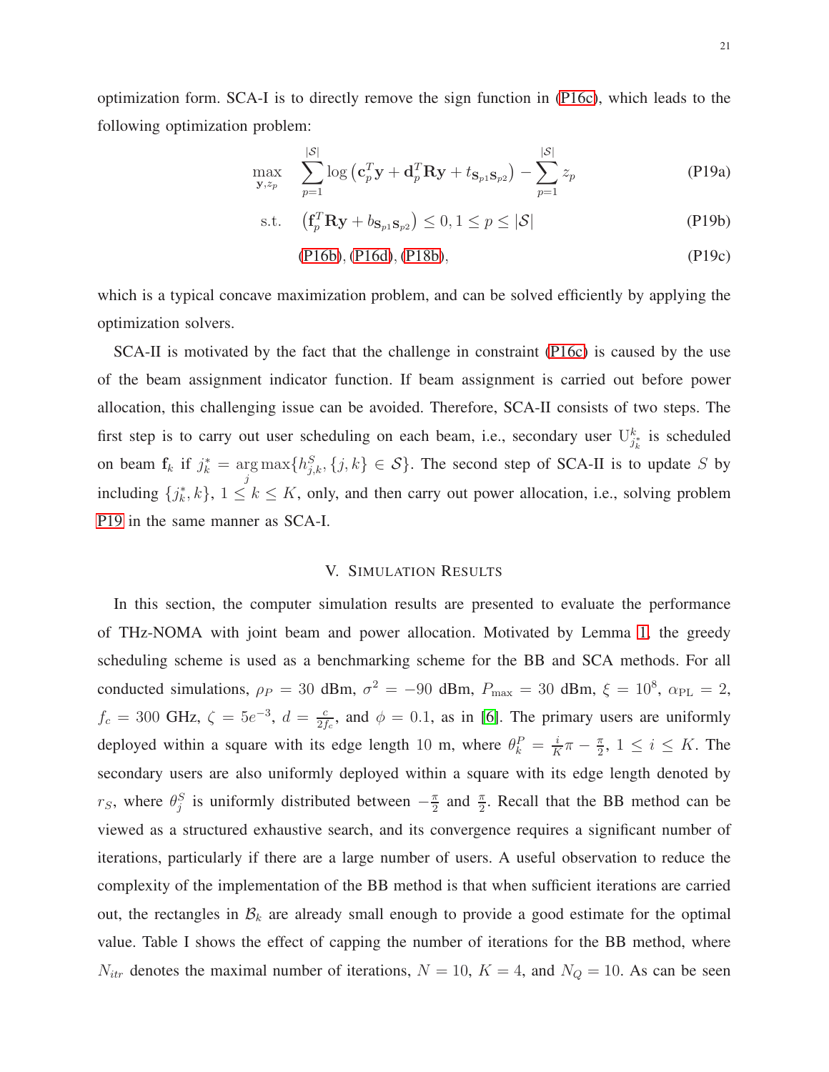optimization form. SCA-I is to directly remove the sign function in (P16c), which leads to the following optimization problem:

$$\max_{\mathbf{y}, z_p} \quad \sum_{p=1}^{|\mathcal{S}|} \log\left(\mathbf{c}_p^T \mathbf{y} + \mathbf{d}_p^T \mathbf{R} \mathbf{y} + t_{\mathbf{s}_{p1}\mathbf{s}_{p2}}\right) - \sum_{p=1}^{|\mathcal{S}|} z_p \tag{P19a}$$

$$\text{s.t.} \quad \left(\mathbf{f}_p^T \mathbf{R} \mathbf{y} + b_{\mathbf{s}_{p1}\mathbf{s}_{p2}}\right) \leq 0, 1 \leq p \leq |\mathcal{S}| \tag{P19b}$$

$$\text{(P16b), (P16d), (P18b),} \tag{P19c}$$

which is a typical concave maximization problem, and can be solved efficiently by applying the optimization solvers.

SCA-II is motivated by the fact that the challenge in constraint (P16c) is caused by the use of the beam assignment indicator function. If beam assignment is carried out before power allocation, this challenging issue can be avoided. Therefore, SCA-II consists of two steps. The first step is to carry out user scheduling on each beam, i.e., secondary user $\mathrm{U}_{j_k^*}^k$ is scheduled on beam $\mathbf{f}_k$ if $j_k^* = \underset{j}{\arg\max}\{h_{j,k}^S, \{j,k\} \in \mathcal{S}\}$. The second step of SCA-II is to update $S$ by including $\{j_k^*, k\}$, $1 \leq k \leq K$, only, and then carry out power allocation, i.e., solving problem P19 in the same manner as SCA-I.

## V. Simulation Results

In this section, the computer simulation results are presented to evaluate the performance of THz-NOMA with joint beam and power allocation. Motivated by Lemma 1, the greedy scheduling scheme is used as a benchmarking scheme for the BB and SCA methods. For all conducted simulations, $\rho_P = 30$ dBm, $\sigma^2 = -90$ dBm, $P_{\max} = 30$ dBm, $\xi = 10^8$, $\alpha_{\text{PL}} = 2$, $f_c = 300$ GHz, $\zeta = 5e^{-3}$, $d = \frac{c}{2f_c}$, and $\phi = 0.1$, as in [6]. The primary users are uniformly deployed within a square with its edge length 10 m, where $\theta_k^P = \frac{i}{K}\pi - \frac{\pi}{2}$, $1 \leq i \leq K$. The secondary users are also uniformly deployed within a square with its edge length denoted by $r_S$, where $\theta_j^S$ is uniformly distributed between $-\frac{\pi}{2}$ and $\frac{\pi}{2}$. Recall that the BB method can be viewed as a structured exhaustive search, and its convergence requires a significant number of iterations, particularly if there are a large number of users. A useful observation to reduce the complexity of the implementation of the BB method is that when sufficient iterations are carried out, the rectangles in $\mathcal{B}_k$ are already small enough to provide a good estimate for the optimal value. Table I shows the effect of capping the number of iterations for the BB method, where $N_{itr}$ denotes the maximal number of iterations, $N = 10$, $K = 4$, and $N_Q = 10$. As can be seen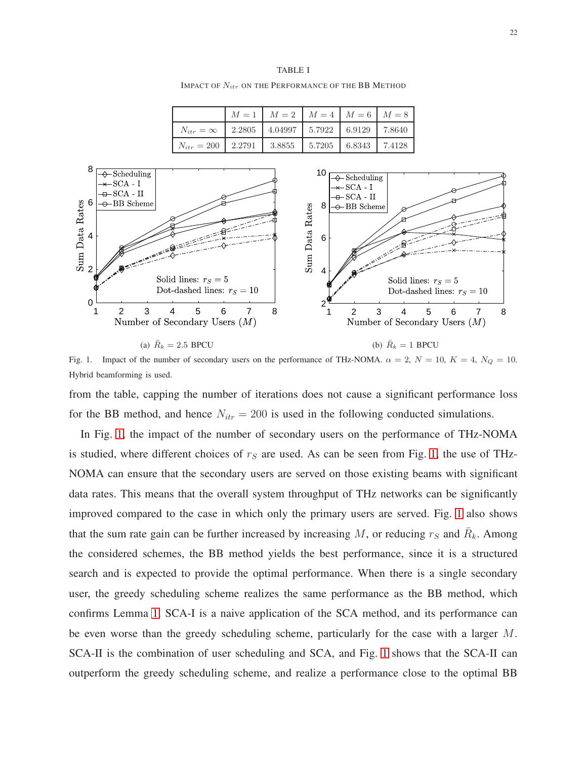TABLE I

IMPACT OF $N_{itr}$ ON THE PERFORMANCE OF THE BB METHOD

| | $M=1$ | $M=2$ | $M=4$ | $M=6$ | $M=8$ |
|---|---|---|---|---|---|
| $N_{itr}=\infty$ | 2.2805 | 4.04997 | 5.7922 | 6.9129 | 7.8640 |
| $N_{itr}=200$ | 2.2791 | 3.8855 | 5.7205 | 6.8343 | 7.4128 |

(a) $\bar{R}_k = 2.5$ BPCU

(b) $\bar{R}_k = 1$ BPCU

Fig. 1. Impact of the number of secondary users on the performance of THz-NOMA. $\alpha = 2$, $N = 10$, $K = 4$, $N_Q = 10$. Hybrid beamforming is used.

from the table, capping the number of iterations does not cause a significant performance loss for the BB method, and hence $N_{itr} = 200$ is used in the following conducted simulations.

In Fig. 1, the impact of the number of secondary users on the performance of THz-NOMA is studied, where different choices of $r_S$ are used. As can be seen from Fig. 1, the use of THz-NOMA can ensure that the secondary users are served on those existing beams with significant data rates. This means that the overall system throughput of THz networks can be significantly improved compared to the case in which only the primary users are served. Fig. 1 also shows that the sum rate gain can be further increased by increasing $M$, or reducing $r_S$ and $\bar{R}_k$. Among the considered schemes, the BB method yields the best performance, since it is a structured search and is expected to provide the optimal performance. When there is a single secondary user, the greedy scheduling scheme realizes the same performance as the BB method, which confirms Lemma 1. SCA-I is a naive application of the SCA method, and its performance can be even worse than the greedy scheduling scheme, particularly for the case with a larger $M$. SCA-II is the combination of user scheduling and SCA, and Fig. 1 shows that the SCA-II can outperform the greedy scheduling scheme, and realize a performance close to the optimal BB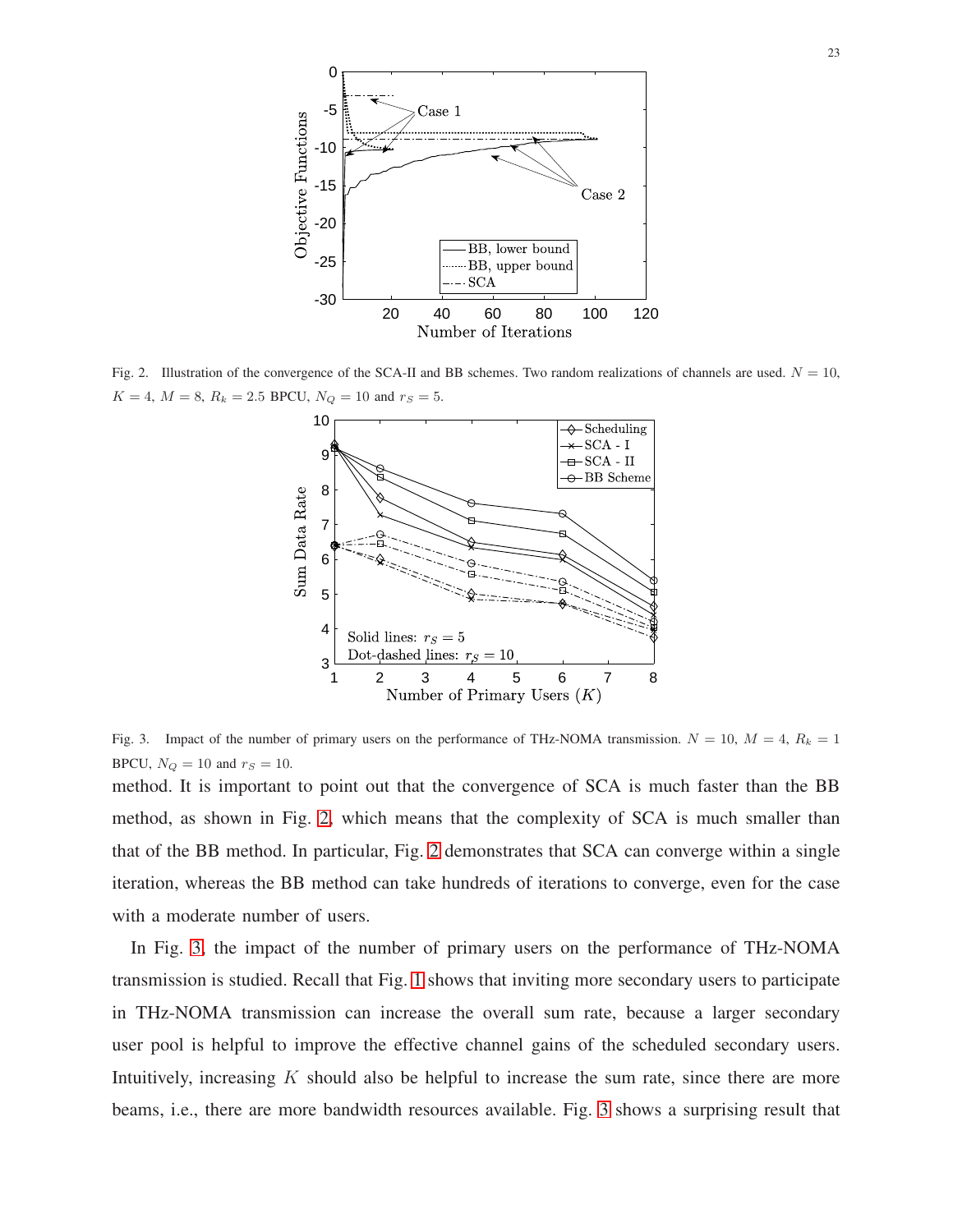Fig. 2. Illustration of the convergence of the SCA-II and BB schemes. Two random realizations of channels are used. $N = 10$, $K = 4$, $M = 8$, $R_k = 2.5$ BPCU, $N_Q = 10$ and $r_S = 5$.

Fig. 3. Impact of the number of primary users on the performance of THz-NOMA transmission. $N = 10$, $M = 4$, $R_k = 1$ BPCU, $N_Q = 10$ and $r_S = 10$.

method. It is important to point out that the convergence of SCA is much faster than the BB method, as shown in Fig. 2, which means that the complexity of SCA is much smaller than that of the BB method. In particular, Fig. 2 demonstrates that SCA can converge within a single iteration, whereas the BB method can take hundreds of iterations to converge, even for the case with a moderate number of users.

In Fig. 3, the impact of the number of primary users on the performance of THz-NOMA transmission is studied. Recall that Fig. 1 shows that inviting more secondary users to participate in THz-NOMA transmission can increase the overall sum rate, because a larger secondary user pool is helpful to improve the effective channel gains of the scheduled secondary users. Intuitively, increasing $K$ should also be helpful to increase the sum rate, since there are more beams, i.e., there are more bandwidth resources available. Fig. 3 shows a surprising result that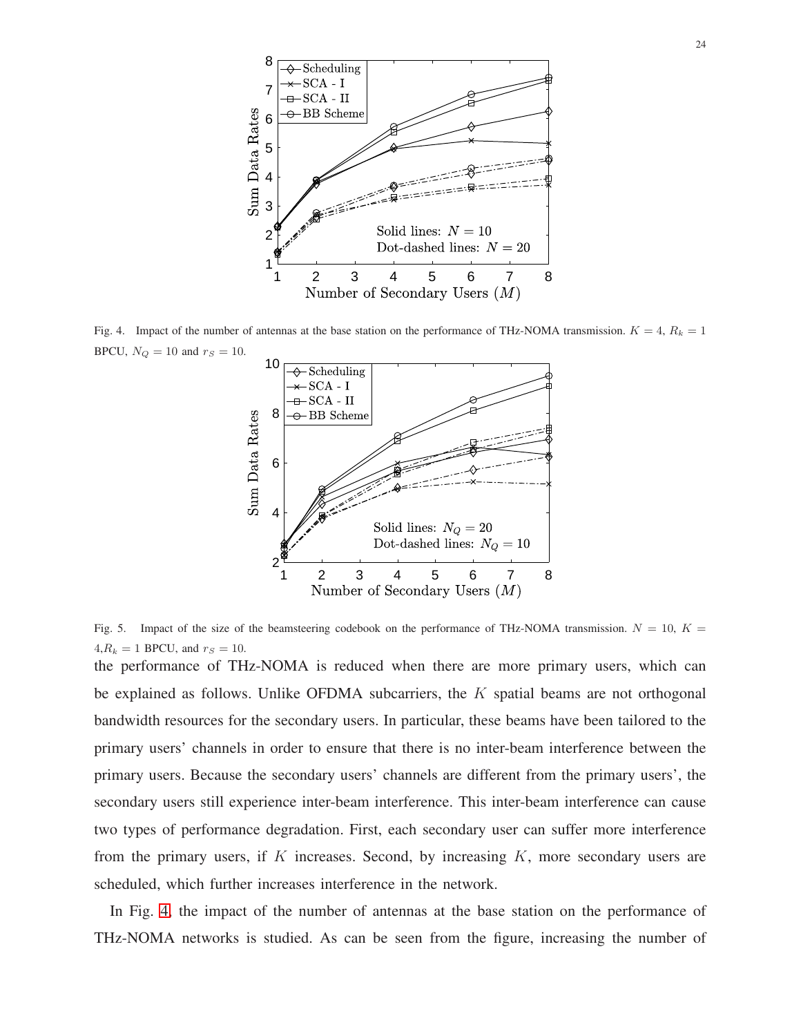Fig. 4. Impact of the number of antennas at the base station on the performance of THz-NOMA transmission. $K = 4$, $R_k = 1$ BPCU, $N_Q = 10$ and $r_S = 10$.

Fig. 5. Impact of the size of the beamsteering codebook on the performance of THz-NOMA transmission. $N = 10$, $K = 4$, $R_k = 1$ BPCU, and $r_S = 10$.

the performance of THz-NOMA is reduced when there are more primary users, which can be explained as follows. Unlike OFDMA subcarriers, the $K$ spatial beams are not orthogonal bandwidth resources for the secondary users. In particular, these beams have been tailored to the primary users' channels in order to ensure that there is no inter-beam interference between the primary users. Because the secondary users' channels are different from the primary users', the secondary users still experience inter-beam interference. This inter-beam interference can cause two types of performance degradation. First, each secondary user can suffer more interference from the primary users, if $K$ increases. Second, by increasing $K$, more secondary users are scheduled, which further increases interference in the network.

In Fig. 4, the impact of the number of antennas at the base station on the performance of THz-NOMA networks is studied. As can be seen from the figure, increasing the number of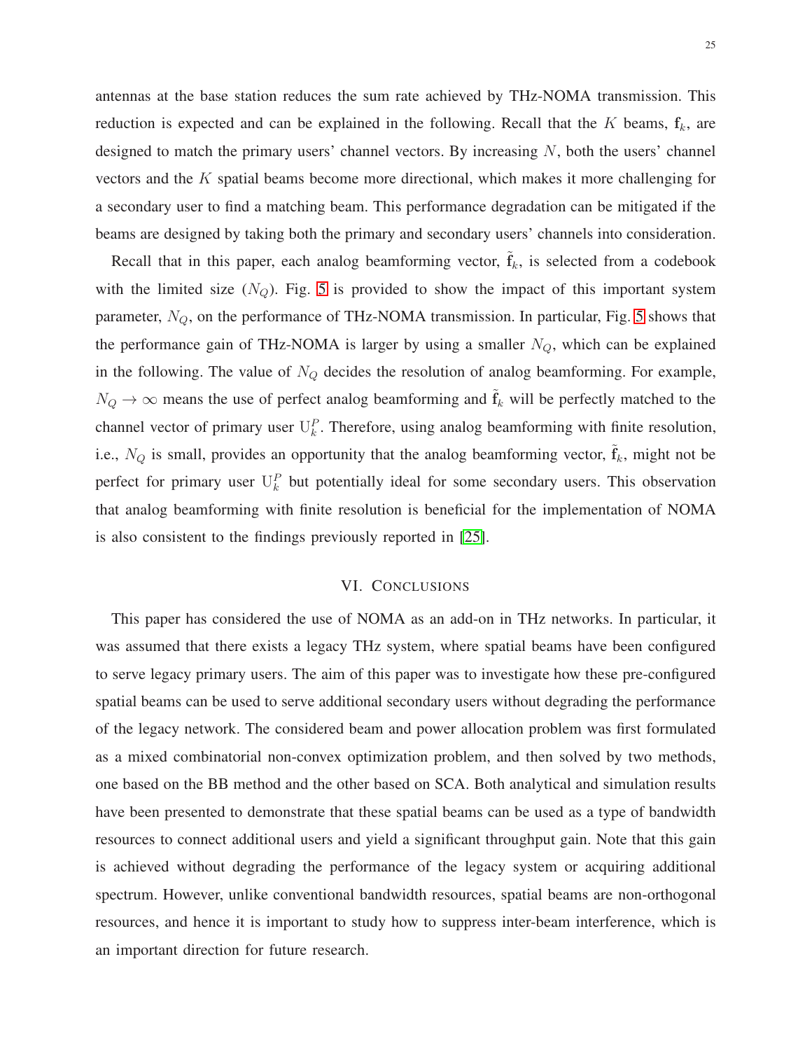antennas at the base station reduces the sum rate achieved by THz-NOMA transmission. This reduction is expected and can be explained in the following. Recall that the $K$ beams, $\mathbf{f}_k$, are designed to match the primary users' channel vectors. By increasing $N$, both the users' channel vectors and the $K$ spatial beams become more directional, which makes it more challenging for a secondary user to find a matching beam. This performance degradation can be mitigated if the beams are designed by taking both the primary and secondary users' channels into consideration.

Recall that in this paper, each analog beamforming vector, $\tilde{\mathbf{f}}_k$, is selected from a codebook with the limited size ($N_Q$). Fig. 5 is provided to show the impact of this important system parameter, $N_Q$, on the performance of THz-NOMA transmission. In particular, Fig. 5 shows that the performance gain of THz-NOMA is larger by using a smaller $N_Q$, which can be explained in the following. The value of $N_Q$ decides the resolution of analog beamforming. For example, $N_Q \rightarrow \infty$ means the use of perfect analog beamforming and $\tilde{\mathbf{f}}_k$ will be perfectly matched to the channel vector of primary user $\mathrm{U}_k^P$. Therefore, using analog beamforming with finite resolution, i.e., $N_Q$ is small, provides an opportunity that the analog beamforming vector, $\tilde{\mathbf{f}}_k$, might not be perfect for primary user $\mathrm{U}_k^P$ but potentially ideal for some secondary users. This observation that analog beamforming with finite resolution is beneficial for the implementation of NOMA is also consistent to the findings previously reported in [25].

## VI. Conclusions

This paper has considered the use of NOMA as an add-on in THz networks. In particular, it was assumed that there exists a legacy THz system, where spatial beams have been configured to serve legacy primary users. The aim of this paper was to investigate how these pre-configured spatial beams can be used to serve additional secondary users without degrading the performance of the legacy network. The considered beam and power allocation problem was first formulated as a mixed combinatorial non-convex optimization problem, and then solved by two methods, one based on the BB method and the other based on SCA. Both analytical and simulation results have been presented to demonstrate that these spatial beams can be used as a type of bandwidth resources to connect additional users and yield a significant throughput gain. Note that this gain is achieved without degrading the performance of the legacy system or acquiring additional spectrum. However, unlike conventional bandwidth resources, spatial beams are non-orthogonal resources, and hence it is important to study how to suppress inter-beam interference, which is an important direction for future research.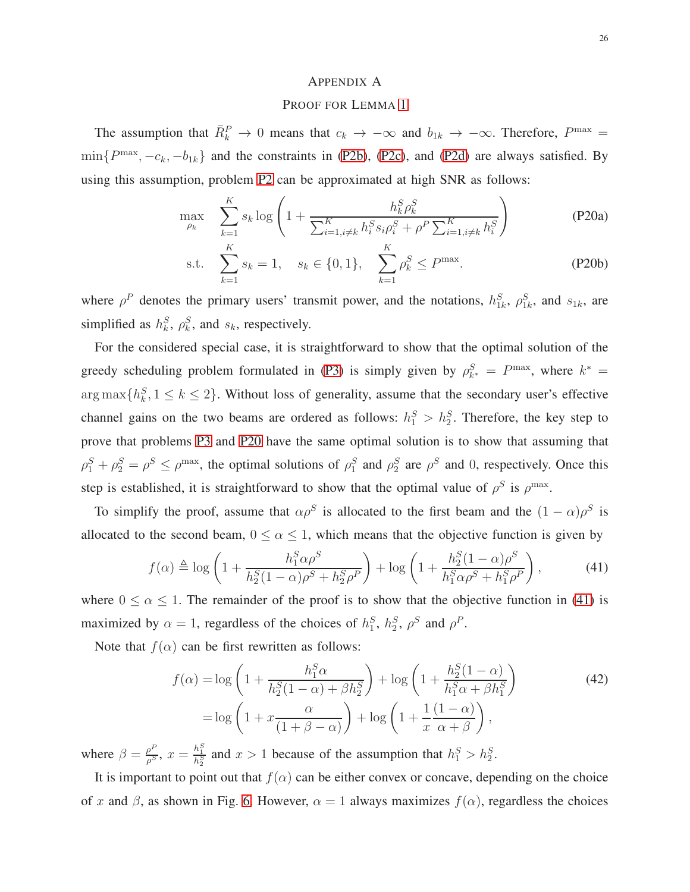# Appendix A
## Proof for Lemma 1

The assumption that $\bar{R}_k^P \to 0$ means that $c_k \to -\infty$ and $b_{1k} \to -\infty$. Therefore, $P^{\max} = \min\{P^{\max}, -c_k, -b_{1k}\}$ and the constraints in (P2b), (P2c), and (P2d) are always satisfied. By using this assumption, problem P2 can be approximated at high SNR as follows:

$$\max_{\rho_k} \quad \sum_{k=1}^{K} s_k \log\left(1 + \frac{h_k^S \rho_k^S}{\sum_{i=1, i\neq k}^{K} h_i^S s_i \rho_i^S + \rho^P \sum_{i=1, i\neq k}^{K} h_i^S}\right) \tag{P20a}$$

$$\text{s.t.} \quad \sum_{k=1}^{K} s_k = 1, \quad s_k \in \{0,1\}, \quad \sum_{k=1}^{K} \rho_k^S \leq P^{\max}. \tag{P20b}$$

where $\rho^P$ denotes the primary users' transmit power, and the notations, $h_{1k}^S$, $\rho_{1k}^S$, and $s_{1k}$, are simplified as $h_k^S$, $\rho_k^S$, and $s_k$, respectively.

For the considered special case, it is straightforward to show that the optimal solution of the greedy scheduling problem formulated in (P3) is simply given by $\rho_{k^*}^S = P^{\max}$, where $k^* = \arg\max\{h_k^S, 1 \leq k \leq 2\}$. Without loss of generality, assume that the secondary user's effective channel gains on the two beams are ordered as follows: $h_1^S > h_2^S$. Therefore, the key step to prove that problems P3 and P20 have the same optimal solution is to show that assuming that $\rho_1^S + \rho_2^S = \rho^S \leq \rho^{\max}$, the optimal solutions of $\rho_1^S$ and $\rho_2^S$ are $\rho^S$ and $0$, respectively. Once this step is established, it is straightforward to show that the optimal value of $\rho^S$ is $\rho^{\max}$.

To simplify the proof, assume that $\alpha\rho^S$ is allocated to the first beam and the $(1-\alpha)\rho^S$ is allocated to the second beam, $0 \leq \alpha \leq 1$, which means that the objective function is given by

$$f(\alpha) \triangleq \log\left(1 + \frac{h_1^S \alpha \rho^S}{h_2^S(1-\alpha)\rho^S + h_2^S \rho^P}\right) + \log\left(1 + \frac{h_2^S(1-\alpha)\rho^S}{h_1^S \alpha \rho^S + h_1^S \rho^P}\right), \tag{41}$$

where $0 \leq \alpha \leq 1$. The remainder of the proof is to show that the objective function in (41) is maximized by $\alpha = 1$, regardless of the choices of $h_1^S$, $h_2^S$, $\rho^S$ and $\rho^P$.

Note that $f(\alpha)$ can be first rewritten as follows:

$$\begin{aligned}
f(\alpha) &= \log\left(1 + \frac{h_1^S \alpha}{h_2^S(1-\alpha) + \beta h_2^S}\right) + \log\left(1 + \frac{h_2^S(1-\alpha)}{h_1^S \alpha + \beta h_1^S}\right) \\
&= \log\left(1 + x\frac{\alpha}{(1+\beta-\alpha)}\right) + \log\left(1 + \frac{1}{x}\frac{(1-\alpha)}{\alpha+\beta}\right),
\end{aligned} \tag{42}$$

where $\beta = \frac{\rho^P}{\rho^S}$, $x = \frac{h_1^S}{h_2^S}$ and $x > 1$ because of the assumption that $h_1^S > h_2^S$.

It is important to point out that $f(\alpha)$ can be either convex or concave, depending on the choice of $x$ and $\beta$, as shown in Fig. 6. However, $\alpha = 1$ always maximizes $f(\alpha)$, regardless the choices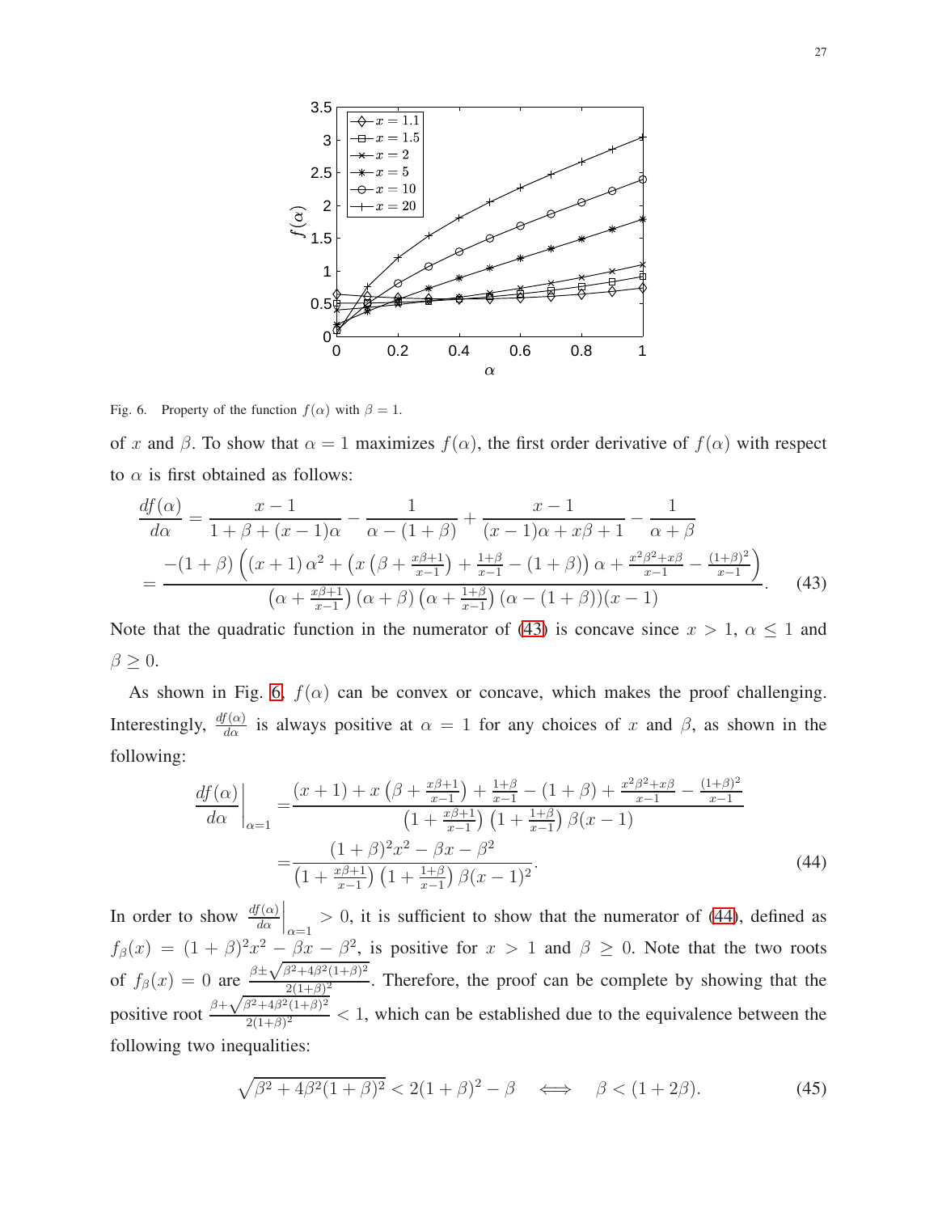Fig. 6. Property of the function $f(\alpha)$ with $\beta = 1$.

of $x$ and $\beta$. To show that $\alpha = 1$ maximizes $f(\alpha)$, the first order derivative of $f(\alpha)$ with respect to $\alpha$ is first obtained as follows:

$$
\begin{aligned}
\frac{df(\alpha)}{d\alpha} &= \frac{x-1}{1+\beta+(x-1)\alpha} - \frac{1}{\alpha-(1+\beta)} + \frac{x-1}{(x-1)\alpha+x\beta+1} - \frac{1}{\alpha+\beta} \\
&= \frac{-(1+\beta)\left((x+1)\,\alpha^2 + \left(x\left(\beta+\frac{x\beta+1}{x-1}\right)+\frac{1+\beta}{x-1}-(1+\beta)\right)\alpha + \frac{x^2\beta^2+x\beta}{x-1} - \frac{(1+\beta)^2}{x-1}\right)}{\left(\alpha+\frac{x\beta+1}{x-1}\right)(\alpha+\beta)\left(\alpha+\frac{1+\beta}{x-1}\right)(\alpha-(1+\beta))(x-1)}.
\end{aligned} \tag{43}
$$

Note that the quadratic function in the numerator of (43) is concave since $x > 1$, $\alpha \leq 1$ and $\beta \geq 0$.

As shown in Fig. 6, $f(\alpha)$ can be convex or concave, which makes the proof challenging. Interestingly, $\frac{df(\alpha)}{d\alpha}$ is always positive at $\alpha = 1$ for any choices of $x$ and $\beta$, as shown in the following:

$$
\begin{aligned}
\left.\frac{df(\alpha)}{d\alpha}\right|_{\alpha=1} &= \frac{(x+1)+x\left(\beta+\frac{x\beta+1}{x-1}\right)+\frac{1+\beta}{x-1}-(1+\beta)+\frac{x^2\beta^2+x\beta}{x-1}-\frac{(1+\beta)^2}{x-1}}{\left(1+\frac{x\beta+1}{x-1}\right)\left(1+\frac{1+\beta}{x-1}\right)\beta(x-1)} \\
&= \frac{(1+\beta)^2x^2-\beta x-\beta^2}{\left(1+\frac{x\beta+1}{x-1}\right)\left(1+\frac{1+\beta}{x-1}\right)\beta(x-1)^2}.
\end{aligned} \tag{44}
$$

In order to show $\left.\frac{df(\alpha)}{d\alpha}\right|_{\alpha=1} > 0$, it is sufficient to show that the numerator of (44), defined as $f_\beta(x) = (1+\beta)^2x^2 - \beta x - \beta^2$, is positive for $x > 1$ and $\beta \geq 0$. Note that the two roots of $f_\beta(x) = 0$ are $\frac{\beta \pm \sqrt{\beta^2+4\beta^2(1+\beta)^2}}{2(1+\beta)^2}$. Therefore, the proof can be complete by showing that the positive root $\frac{\beta+\sqrt{\beta^2+4\beta^2(1+\beta)^2}}{2(1+\beta)^2} < 1$, which can be established due to the equivalence between the following two inequalities:

$$
\sqrt{\beta^2+4\beta^2(1+\beta)^2} < 2(1+\beta)^2 - \beta \quad \Longleftrightarrow \quad \beta < (1+2\beta). \tag{45}
$$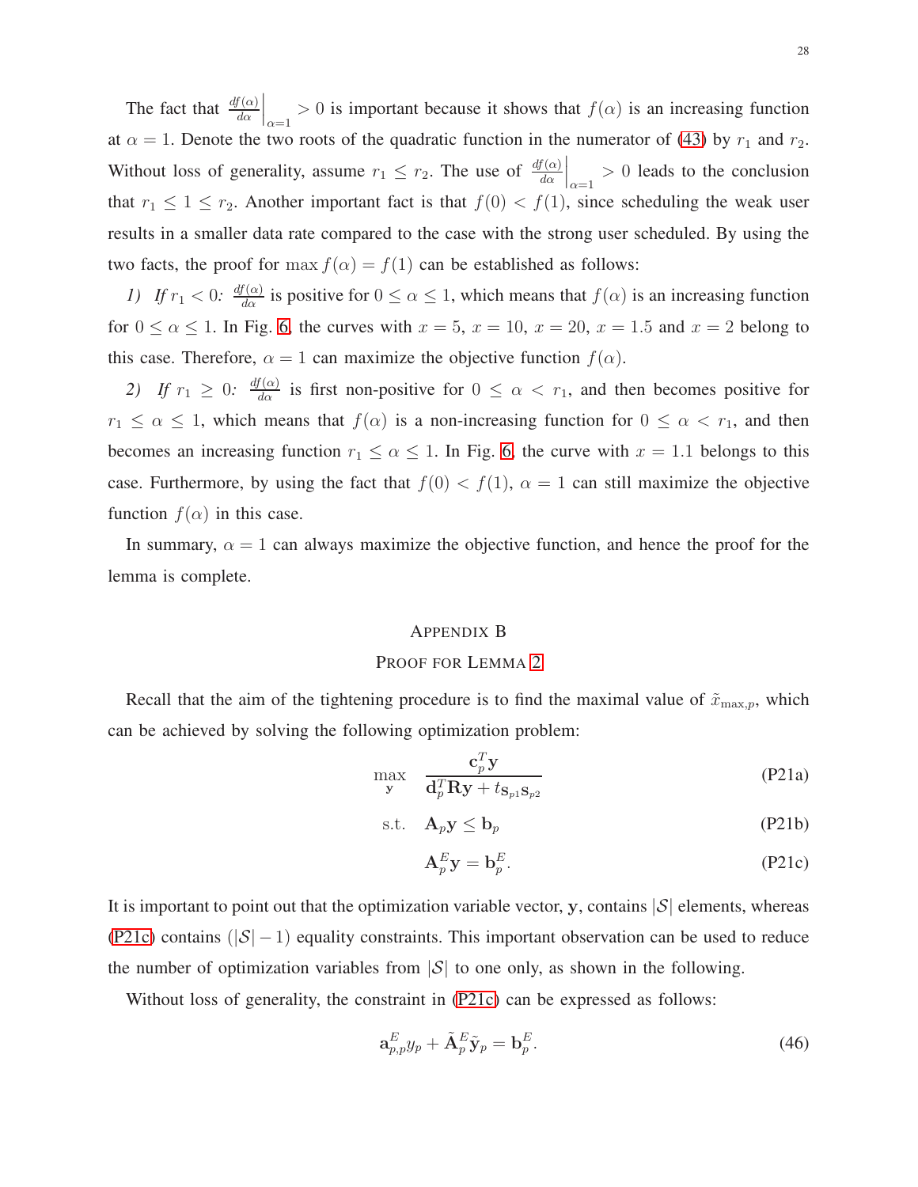The fact that $\left.\frac{df(\alpha)}{d\alpha}\right|_{\alpha=1} > 0$ is important because it shows that $f(\alpha)$ is an increasing function at $\alpha = 1$. Denote the two roots of the quadratic function in the numerator of (43) by $r_1$ and $r_2$. Without loss of generality, assume $r_1 \leq r_2$. The use of $\left.\frac{df(\alpha)}{d\alpha}\right|_{\alpha=1} > 0$ leads to the conclusion that $r_1 \leq 1 \leq r_2$. Another important fact is that $f(0) < f(1)$, since scheduling the weak user results in a smaller data rate compared to the case with the strong user scheduled. By using the two facts, the proof for $\max f(\alpha) = f(1)$ can be established as follows:

*1) If $r_1 < 0$:* $\frac{df(\alpha)}{d\alpha}$ is positive for $0 \leq \alpha \leq 1$, which means that $f(\alpha)$ is an increasing function for $0 \leq \alpha \leq 1$. In Fig. 6, the curves with $x = 5$, $x = 10$, $x = 20$, $x = 1.5$ and $x = 2$ belong to this case. Therefore, $\alpha = 1$ can maximize the objective function $f(\alpha)$.

*2) If $r_1 \geq 0$:* $\frac{df(\alpha)}{d\alpha}$ is first non-positive for $0 \leq \alpha < r_1$, and then becomes positive for $r_1 \leq \alpha \leq 1$, which means that $f(\alpha)$ is a non-increasing function for $0 \leq \alpha < r_1$, and then becomes an increasing function $r_1 \leq \alpha \leq 1$. In Fig. 6, the curve with $x = 1.1$ belongs to this case. Furthermore, by using the fact that $f(0) < f(1)$, $\alpha = 1$ can still maximize the objective function $f(\alpha)$ in this case.

In summary, $\alpha = 1$ can always maximize the objective function, and hence the proof for the lemma is complete.

## Appendix B
## Proof for Lemma 2

Recall that the aim of the tightening procedure is to find the maximal value of $\tilde{x}_{\max,p}$, which can be achieved by solving the following optimization problem:

$$\max_{\mathbf{y}} \quad \frac{\mathbf{c}_p^T \mathbf{y}}{\mathbf{d}_p^T \mathbf{R} \mathbf{y} + t_{\mathbf{s}_{p1}\mathbf{s}_{p2}}} \tag{P21a}$$

$$\text{s.t.} \quad \mathbf{A}_p \mathbf{y} \leq \mathbf{b}_p \tag{P21b}$$

$$\mathbf{A}_p^E \mathbf{y} = \mathbf{b}_p^E. \tag{P21c}$$

It is important to point out that the optimization variable vector, $\mathbf{y}$, contains $|\mathcal{S}|$ elements, whereas (P21c) contains $(|\mathcal{S}| - 1)$ equality constraints. This important observation can be used to reduce the number of optimization variables from $|\mathcal{S}|$ to one only, as shown in the following.

Without loss of generality, the constraint in (P21c) can be expressed as follows:

$$\mathbf{a}_{p,p}^E y_p + \tilde{\mathbf{A}}_p^E \tilde{\mathbf{y}}_p = \mathbf{b}_p^E. \tag{46}$$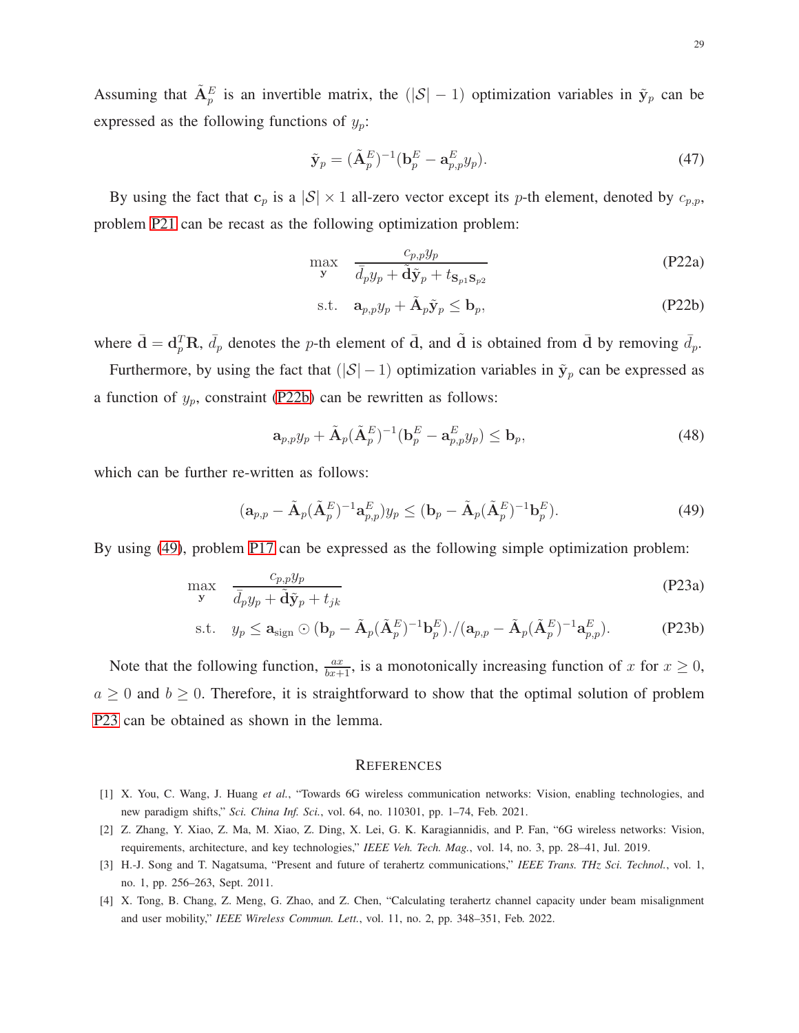Assuming that $\tilde{\mathbf{A}}_p^E$ is an invertible matrix, the $(|\mathcal{S}|-1)$ optimization variables in $\tilde{\mathbf{y}}_p$ can be expressed as the following functions of $y_p$:

$$\tilde{\mathbf{y}}_p = (\tilde{\mathbf{A}}_p^E)^{-1}(\mathbf{b}_p^E - \mathbf{a}_{p,p}^E y_p). \tag{47}$$

By using the fact that $\mathbf{c}_p$ is a $|\mathcal{S}| \times 1$ all-zero vector except its $p$-th element, denoted by $c_{p,p}$, problem P21 can be recast as the following optimization problem:

$$\max_{\mathbf{y}} \quad \frac{c_{p,p} y_p}{\bar{d}_p y_p + \tilde{\mathbf{d}} \tilde{\mathbf{y}}_p + t_{\mathbf{s}_{p1}\mathbf{s}_{p2}}} \tag{P22a}$$

$$\text{s.t.} \quad \mathbf{a}_{p,p} y_p + \tilde{\mathbf{A}}_p \tilde{\mathbf{y}}_p \leq \mathbf{b}_p, \tag{P22b}$$

where $\bar{\mathbf{d}} = \mathbf{d}_p^T \mathbf{R}$, $\bar{d}_p$ denotes the $p$-th element of $\bar{\mathbf{d}}$, and $\tilde{\mathbf{d}}$ is obtained from $\bar{\mathbf{d}}$ by removing $\bar{d}_p$.

Furthermore, by using the fact that $(|\mathcal{S}|-1)$ optimization variables in $\tilde{\mathbf{y}}_p$ can be expressed as a function of $y_p$, constraint (P22b) can be rewritten as follows:

$$\mathbf{a}_{p,p} y_p + \tilde{\mathbf{A}}_p (\tilde{\mathbf{A}}_p^E)^{-1}(\mathbf{b}_p^E - \mathbf{a}_{p,p}^E y_p) \leq \mathbf{b}_p, \tag{48}$$

which can be further re-written as follows:

$$(\mathbf{a}_{p,p} - \tilde{\mathbf{A}}_p (\tilde{\mathbf{A}}_p^E)^{-1} \mathbf{a}_{p,p}^E) y_p \leq (\mathbf{b}_p - \tilde{\mathbf{A}}_p (\tilde{\mathbf{A}}_p^E)^{-1} \mathbf{b}_p^E). \tag{49}$$

By using (49), problem P17 can be expressed as the following simple optimization problem:

$$\max_{\mathbf{y}} \quad \frac{c_{p,p} y_p}{\bar{d}_p y_p + \tilde{\mathbf{d}} \tilde{\mathbf{y}}_p + t_{jk}} \tag{P23a}$$

$$\text{s.t.} \quad y_p \leq \mathbf{a}_{\text{sign}} \odot (\mathbf{b}_p - \tilde{\mathbf{A}}_p (\tilde{\mathbf{A}}_p^E)^{-1} \mathbf{b}_p^E) ./ (\mathbf{a}_{p,p} - \tilde{\mathbf{A}}_p (\tilde{\mathbf{A}}_p^E)^{-1} \mathbf{a}_{p,p}^E). \tag{P23b}$$

Note that the following function, $\frac{ax}{bx+1}$, is a monotonically increasing function of $x$ for $x \geq 0$, $a \geq 0$ and $b \geq 0$. Therefore, it is straightforward to show that the optimal solution of problem P23 can be obtained as shown in the lemma.

## References

[1] X. You, C. Wang, J. Huang *et al.*, "Towards 6G wireless communication networks: Vision, enabling technologies, and new paradigm shifts," *Sci. China Inf. Sci.*, vol. 64, no. 110301, pp. 1–74, Feb. 2021.

[2] Z. Zhang, Y. Xiao, Z. Ma, M. Xiao, Z. Ding, X. Lei, G. K. Karagiannidis, and P. Fan, "6G wireless networks: Vision, requirements, architecture, and key technologies," *IEEE Veh. Tech. Mag.*, vol. 14, no. 3, pp. 28–41, Jul. 2019.

[3] H.-J. Song and T. Nagatsuma, "Present and future of terahertz communications," *IEEE Trans. THz Sci. Technol.*, vol. 1, no. 1, pp. 256–263, Sept. 2011.

[4] X. Tong, B. Chang, Z. Meng, G. Zhao, and Z. Chen, "Calculating terahertz channel capacity under beam misalignment and user mobility," *IEEE Wireless Commun. Lett.*, vol. 11, no. 2, pp. 348–351, Feb. 2022.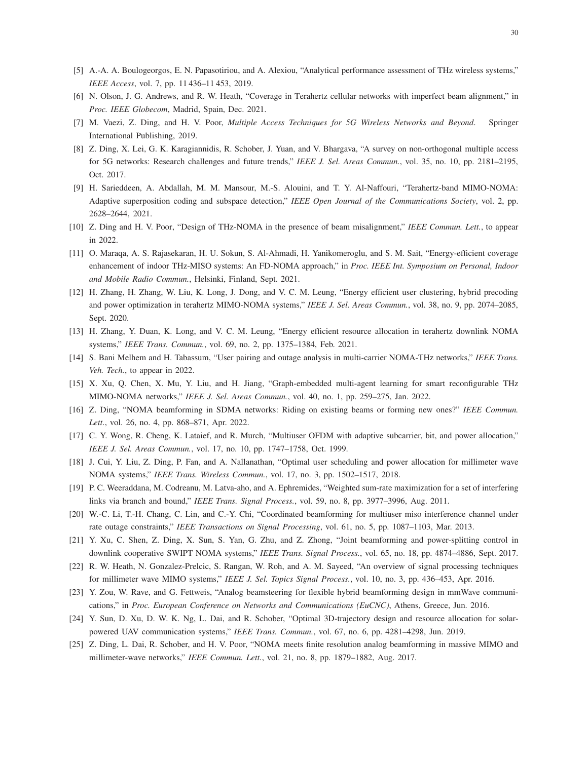[5] A.-A. A. Boulogeorgos, E. N. Papasotiriou, and A. Alexiou, "Analytical performance assessment of THz wireless systems," *IEEE Access*, vol. 7, pp. 11 436–11 453, 2019.

[6] N. Olson, J. G. Andrews, and R. W. Heath, "Coverage in Terahertz cellular networks with imperfect beam alignment," in *Proc. IEEE Globecom*, Madrid, Spain, Dec. 2021.

[7] M. Vaezi, Z. Ding, and H. V. Poor, *Multiple Access Techniques for 5G Wireless Networks and Beyond*. Springer International Publishing, 2019.

[8] Z. Ding, X. Lei, G. K. Karagiannidis, R. Schober, J. Yuan, and V. Bhargava, "A survey on non-orthogonal multiple access for 5G networks: Research challenges and future trends," *IEEE J. Sel. Areas Commun.*, vol. 35, no. 10, pp. 2181–2195, Oct. 2017.

[9] H. Sarieddeen, A. Abdallah, M. M. Mansour, M.-S. Alouini, and T. Y. Al-Naffouri, "Terahertz-band MIMO-NOMA: Adaptive superposition coding and subspace detection," *IEEE Open Journal of the Communications Society*, vol. 2, pp. 2628–2644, 2021.

[10] Z. Ding and H. V. Poor, "Design of THz-NOMA in the presence of beam misalignment," *IEEE Commun. Lett.*, to appear in 2022.

[11] O. Maraqa, A. S. Rajasekaran, H. U. Sokun, S. Al-Ahmadi, H. Yanikomeroglu, and S. M. Sait, "Energy-efficient coverage enhancement of indoor THz-MISO systems: An FD-NOMA approach," in *Proc. IEEE Int. Symposium on Personal, Indoor and Mobile Radio Commun.*, Helsinki, Finland, Sept. 2021.

[12] H. Zhang, H. Zhang, W. Liu, K. Long, J. Dong, and V. C. M. Leung, "Energy efficient user clustering, hybrid precoding and power optimization in terahertz MIMO-NOMA systems," *IEEE J. Sel. Areas Commun.*, vol. 38, no. 9, pp. 2074–2085, Sept. 2020.

[13] H. Zhang, Y. Duan, K. Long, and V. C. M. Leung, "Energy efficient resource allocation in terahertz downlink NOMA systems," *IEEE Trans. Commun.*, vol. 69, no. 2, pp. 1375–1384, Feb. 2021.

[14] S. Bani Melhem and H. Tabassum, "User pairing and outage analysis in multi-carrier NOMA-THz networks," *IEEE Trans. Veh. Tech.*, to appear in 2022.

[15] X. Xu, Q. Chen, X. Mu, Y. Liu, and H. Jiang, "Graph-embedded multi-agent learning for smart reconfigurable THz MIMO-NOMA networks," *IEEE J. Sel. Areas Commun.*, vol. 40, no. 1, pp. 259–275, Jan. 2022.

[16] Z. Ding, "NOMA beamforming in SDMA networks: Riding on existing beams or forming new ones?" *IEEE Commun. Lett.*, vol. 26, no. 4, pp. 868–871, Apr. 2022.

[17] C. Y. Wong, R. Cheng, K. Lataief, and R. Murch, "Multiuser OFDM with adaptive subcarrier, bit, and power allocation," *IEEE J. Sel. Areas Commun.*, vol. 17, no. 10, pp. 1747–1758, Oct. 1999.

[18] J. Cui, Y. Liu, Z. Ding, P. Fan, and A. Nallanathan, "Optimal user scheduling and power allocation for millimeter wave NOMA systems," *IEEE Trans. Wireless Commun.*, vol. 17, no. 3, pp. 1502–1517, 2018.

[19] P. C. Weeraddana, M. Codreanu, M. Latva-aho, and A. Ephremides, "Weighted sum-rate maximization for a set of interfering links via branch and bound," *IEEE Trans. Signal Process.*, vol. 59, no. 8, pp. 3977–3996, Aug. 2011.

[20] W.-C. Li, T.-H. Chang, C. Lin, and C.-Y. Chi, "Coordinated beamforming for multiuser miso interference channel under rate outage constraints," *IEEE Transactions on Signal Processing*, vol. 61, no. 5, pp. 1087–1103, Mar. 2013.

[21] Y. Xu, C. Shen, Z. Ding, X. Sun, S. Yan, G. Zhu, and Z. Zhong, "Joint beamforming and power-splitting control in downlink cooperative SWIPT NOMA systems," *IEEE Trans. Signal Process.*, vol. 65, no. 18, pp. 4874–4886, Sept. 2017.

[22] R. W. Heath, N. Gonzalez-Prelcic, S. Rangan, W. Roh, and A. M. Sayeed, "An overview of signal processing techniques for millimeter wave MIMO systems," *IEEE J. Sel. Topics Signal Process.*, vol. 10, no. 3, pp. 436–453, Apr. 2016.

[23] Y. Zou, W. Rave, and G. Fettweis, "Analog beamsteering for flexible hybrid beamforming design in mmWave communications," in *Proc. European Conference on Networks and Communications (EuCNC)*, Athens, Greece, Jun. 2016.

[24] Y. Sun, D. Xu, D. W. K. Ng, L. Dai, and R. Schober, "Optimal 3D-trajectory design and resource allocation for solar-powered UAV communication systems," *IEEE Trans. Commun.*, vol. 67, no. 6, pp. 4281–4298, Jun. 2019.

[25] Z. Ding, L. Dai, R. Schober, and H. V. Poor, "NOMA meets finite resolution analog beamforming in massive MIMO and millimeter-wave networks," *IEEE Commun. Lett.*, vol. 21, no. 8, pp. 1879–1882, Aug. 2017.